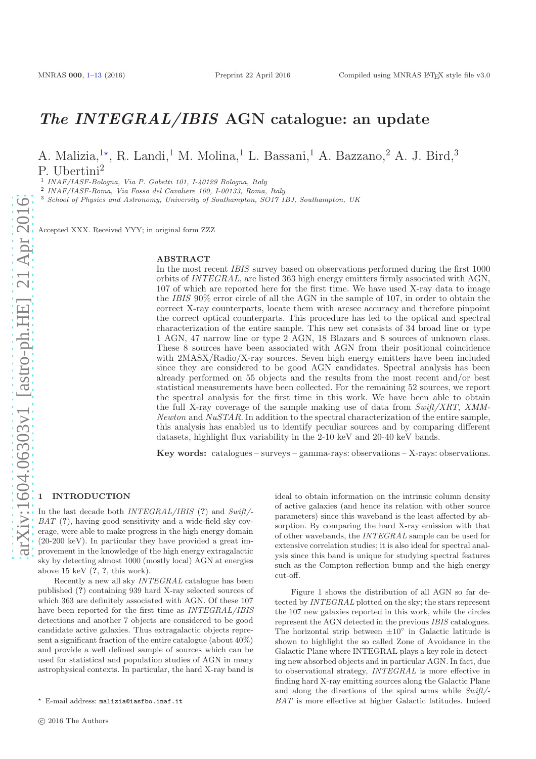# *The INTEGRAL/IBIS* AGN catalogue: an update

A. Malizia,[1⋆] R. Landi,[1] M. Molina,[1] L. Bassani,[1] A. Bazzano,[2] A. J. Bird,[3] P. Ubertini[2]

[1] *INAF/IASF-Bologna, Via P. Gobetti 101, I-40129 Bologna, Italy*
[2] *INAF/IASF-Roma, Via Fosso del Cavaliere 100, I-00133, Roma, Italy*
[3] *School of Physics and Astronomy, University of Southampton, SO17 1BJ, Southampton, UK*

Accepted XXX. Received YYY; in original form ZZZ

## ABSTRACT

In the most recent *IBIS* survey based on observations performed during the first 1000 orbits of *INTEGRAL*, are listed 363 high energy emitters firmly associated with AGN, 107 of which are reported here for the first time. We have used X-ray data to image the *IBIS* 90% error circle of all the AGN in the sample of 107, in order to obtain the correct X-ray counterparts, locate them with arcsec accuracy and therefore pinpoint the correct optical counterparts. This procedure has led to the optical and spectral characterization of the entire sample. This new set consists of 34 broad line or type 1 AGN, 47 narrow line or type 2 AGN, 18 Blazars and 8 sources of unknown class. These 8 sources have been associated with AGN from their positional coincidence with 2MASX/Radio/X-ray sources. Seven high energy emitters have been included since they are considered to be good AGN candidates. Spectral analysis has been already performed on 55 objects and the results from the most recent and/or best statistical measurements have been collected. For the remaining 52 sources, we report the spectral analysis for the first time in this work. We have been able to obtain the full X-ray coverage of the sample making use of data from *Swift/XRT*, *XMM-Newton* and *NuSTAR*. In addition to the spectral characterization of the entire sample, this analysis has enabled us to identify peculiar sources and by comparing different datasets, highlight flux variability in the 2-10 keV and 20-40 keV bands.

**Key words:** catalogues – surveys – gamma-rays: observations – X-rays: observations.

## 1 INTRODUCTION

In the last decade both *INTEGRAL/IBIS* (?) and *Swift/-BAT* (?), having good sensitivity and a wide-field sky coverage, were able to make progress in the high energy domain (20-200 keV). In particular they have provided a great improvement in the knowledge of the high energy extragalactic sky by detecting almost 1000 (mostly local) AGN at energies above 15 keV (?, ?, this work).

Recently a new all sky *INTEGRAL* catalogue has been published (?) containing 939 hard X-ray selected sources of which 363 are definitely associated with AGN. Of these 107 have been reported for the first time as *INTEGRAL/IBIS* detections and another 7 objects are considered to be good candidate active galaxies. Thus extragalactic objects represent a significant fraction of the entire catalogue (about 40%) and provide a well defined sample of sources which can be used for statistical and population studies of AGN in many astrophysical contexts. In particular, the hard X-ray band is ideal to obtain information on the intrinsic column density of active galaxies (and hence its relation with other source parameters) since this waveband is the least affected by absorption. By comparing the hard X-ray emission with that of other wavebands, the *INTEGRAL* sample can be used for extensive correlation studies; it is also ideal for spectral analysis since this band is unique for studying spectral features such as the Compton reflection bump and the high energy cut-off.

Figure 1 shows the distribution of all AGN so far detected by *INTEGRAL* plotted on the sky; the stars represent the 107 new galaxies reported in this work, while the circles represent the AGN detected in the previous *IBIS* catalogues. The horizontal strip between ±10° in Galactic latitude is shown to highlight the so called Zone of Avoidance in the Galactic Plane where INTEGRAL plays a key role in detecting new absorbed objects and in particular AGN. In fact, due to observational strategy, *INTEGRAL* is more effective in finding hard X-ray emitting sources along the Galactic Plane and along the directions of the spiral arms while *Swift/-BAT* is more effective at higher Galactic latitudes. Indeed

⋆ E-mail address: malizia@iasfbo.inaf.it

© 2016 The Authors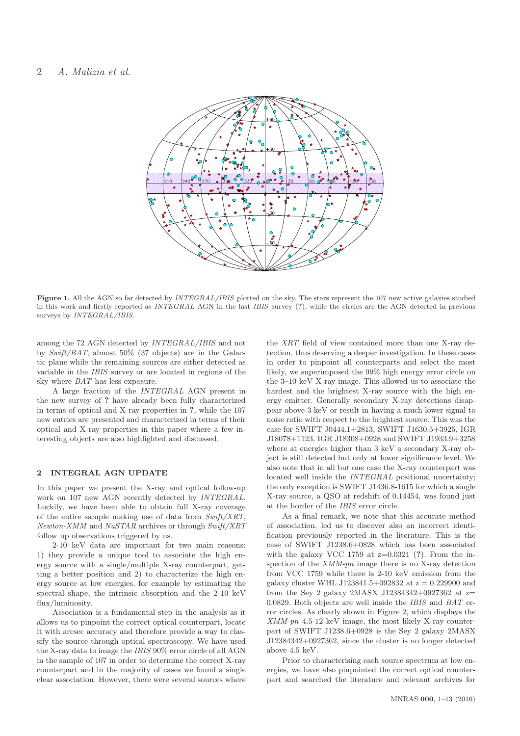**Figure 1.** All the AGN so far detected by *INTEGRAL/IBIS* plotted on the sky. The stars represent the 107 new active galaxies studied in this work and firstly reported as *INTEGRAL* AGN in the last *IBIS* survey (?), while the circles are the AGN detected in previous surveys by *INTEGRAL/IBIS*.

among the 72 AGN detected by *INTEGRAL/IBIS* and not by *Swift/BAT*, almost 50% (37 objects) are in the Galactic plane while the remaining sources are either detected as variable in the *IBIS* survey or are located in regions of the sky where *BAT* has less exposure.

A large fraction of the *INTEGRAL* AGN present in the new survey of ? have already been fully characterized in terms of optical and X-ray properties in ?, while the 107 new entries are presented and characterized in terms of their optical and X-ray properties in this paper where a few interesting objects are also highlighted and discussed.

## 2 INTEGRAL AGN UPDATE

In this paper we present the X-ray and optical follow-up work on 107 new AGN recently detected by *INTEGRAL*. Luckily, we have been able to obtain full X-ray coverage of the entire sample making use of data from *Swift/XRT*, *Newton-XMM* and *NuSTAR* archives or through *Swift/XRT* follow up observations triggered by us.

2-10 keV data are important for two main reasons: 1) they provide a unique tool to associate the high energy source with a single/multiple X-ray counterpart, getting a better position and 2) to characterize the high energy source at low energies, for example by estimating the spectral shape, the intrinsic absorption and the 2-10 keV flux/luminosity.

Association is a fundamental step in the analysis as it allows us to pinpoint the correct optical counterpart, locate it with arcsec accuracy and therefore provide a way to classify the source through optical spectroscopy. We have used the X-ray data to image the *IBIS* 90% error circle of all AGN in the sample of 107 in order to determine the correct X-ray counterpart and in the majority of cases we found a single clear association. However, there were several sources where the *XRT* field of view contained more than one X-ray detection, thus deserving a deeper investigation. In these cases in order to pinpoint all counterparts and select the most likely, we superimposed the 99% high energy error circle on the 3–10 keV X-ray image. This allowed us to associate the hardest and the brightest X-ray source with the high energy emitter. Generally secondary X-ray detections disappear above 3 keV or result in having a much lower signal to noise ratio with respect to the brightest source. This was the case for SWIFT J0444.1+2813, SWIFT J1630.5+3925, IGR J18078+1123, IGR J18308+0928 and SWIFT J1933.9+3258 where at energies higher than 3 keV a secondary X-ray object is still detected but only at lower significance level. We also note that in all but one case the X-ray counterpart was located well inside the *INTEGRAL* positional uncertainty; the only exception is SWIFT J1436.8-1615 for which a single X-ray source, a QSO at redshift of 0.14454, was found just at the border of the *IBIS* error circle.

As a final remark, we note that this accurate method of association, led us to discover also an incorrect identification previously reported in the literature. This is the case of SWIFT J1238.6+0828 which has been associated with the galaxy VCC 1759 at z=0.0321 (?). From the inspection of the *XMM-pn* image there is no X-ray detection from VCC 1759 while there is 2-10 keV emission from the galaxy cluster WHL J123841.5+092832 at z = 0.229900 and from the Sey 2 galaxy 2MASX J12384342+0927362 at z= 0.0829. Both objects are well inside the *IBIS* and *BAT* error circles. As clearly shown in Figure 2, which displays the *XMM-pn* 4.5-12 keV image, the most likely X-ray counterpart of SWIFT J1238.6+0928 is the Sey 2 galaxy 2MASX J12384342+0927362, since the cluster is no longer detected above 4.5 keV.

Prior to characterising each source spectrum at low energies, we have also pinpointed the correct optical counterpart and searched the literature and relevant archives for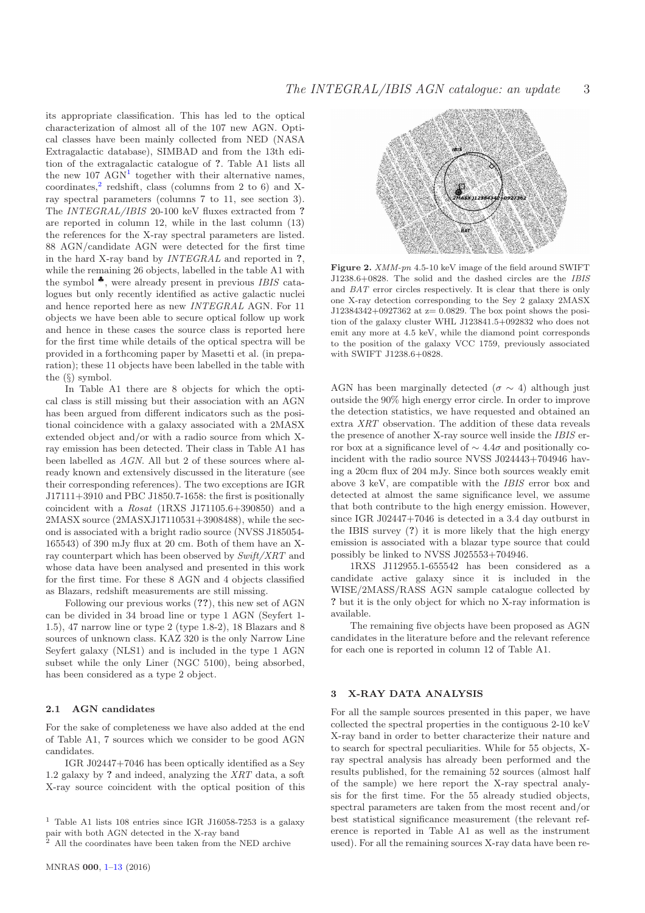its appropriate classification. This has led to the optical characterization of almost all of the 107 new AGN. Optical classes have been mainly collected from NED (NASA Extragalactic database), SIMBAD and from the 13th edition of the extragalactic catalogue of ?. Table A1 lists all the new 107 AGN[1] together with their alternative names, coordinates,[2] redshift, class (columns from 2 to 6) and X-ray spectral parameters (columns 7 to 11, see section 3). The *INTEGRAL/IBIS* 20-100 keV fluxes extracted from ? are reported in column 12, while in the last column (13) the references for the X-ray spectral parameters are listed. 88 AGN/candidate AGN were detected for the first time in the hard X-ray band by *INTEGRAL* and reported in ?, while the remaining 26 objects, labelled in the table A1 with the symbol ♣, were already present in previous *IBIS* catalogues but only recently identified as active galactic nuclei and hence reported here as new *INTEGRAL* AGN. For 11 objects we have been able to secure optical follow up work and hence in these cases the source class is reported here for the first time while details of the optical spectra will be provided in a forthcoming paper by Masetti et al. (in preparation); these 11 objects have been labelled in the table with the (§) symbol.

In Table A1 there are 8 objects for which the optical class is still missing but their association with an AGN has been argued from different indicators such as the positional coincidence with a galaxy associated with a 2MASX extended object and/or with a radio source from which X-ray emission has been detected. Their class in Table A1 has been labelled as *AGN*. All but 2 of these sources where already known and extensively discussed in the literature (see their corresponding references). The two exceptions are IGR J17111+3910 and PBC J1850.7-1658: the first is positionally coincident with a *Rosat* (1RXS J171105.6+390850) and a 2MASX source (2MASXJ17110531+3908488), while the second is associated with a bright radio source (NVSS J185054-165543) of 390 mJy flux at 20 cm. Both of them have an X-ray counterpart which has been observed by *Swift/XRT* and whose data have been analysed and presented in this work for the first time. For these 8 AGN and 4 objects classified as Blazars, redshift measurements are still missing.

Following our previous works (??), this new set of AGN can be divided in 34 broad line or type 1 AGN (Seyfert 1-1.5), 47 narrow line or type 2 (type 1.8-2), 18 Blazars and 8 sources of unknown class. KAZ 320 is the only Narrow Line Seyfert galaxy (NLS1) and is included in the type 1 AGN subset while the only Liner (NGC 5100), being absorbed, has been considered as a type 2 object.

### 2.1 AGN candidates

For the sake of completeness we have also added at the end of Table A1, 7 sources which we consider to be good AGN candidates.

IGR J02447+7046 has been optically identified as a Sey 1.2 galaxy by ? and indeed, analyzing the *XRT* data, a soft X-ray source coincident with the optical position of this AGN has been marginally detected ($\sigma \sim 4$) although just outside the 90% high energy error circle. In order to improve the detection statistics, we have requested and obtained an extra *XRT* observation. The addition of these data reveals the presence of another X-ray source well inside the *IBIS* error box at a significance level of $\sim 4.4\sigma$ and positionally coincident with the radio source NVSS J024443+704946 having a 20cm flux of 204 mJy. Since both sources weakly emit above 3 keV, are compatible with the *IBIS* error box and detected at almost the same significance level, we assume that both contribute to the high energy emission. However, since IGR J02447+7046 is detected in a 3.4 day outburst in the IBIS survey (?) it is more likely that the high energy emission is associated with a blazar type source that could possibly be linked to NVSS J025553+704946.

1RXS J112955.1-655542 has been considered as a candidate active galaxy since it is included in the WISE/2MASS/RASS AGN sample catalogue collected by ? but it is the only object for which no X-ray information is available.

The remaining five objects have been proposed as AGN candidates in the literature before and the relevant reference for each one is reported in column 12 of Table A1.

**Figure 2.** *XMM-pn* 4.5-10 keV image of the field around SWIFT J1238.6+0828. The solid and the dashed circles are the *IBIS* and *BAT* error circles respectively. It is clear that there is only one X-ray detection corresponding to the Sey 2 galaxy 2MASX J12384342+0927362 at z= 0.0829. The box point shows the position of the galaxy cluster WHL J123841.5+092832 who does not emit any more at 4.5 keV, while the diamond point corresponds to the position of the galaxy VCC 1759, previously associated with SWIFT J1238.6+0828.

## 3 X-RAY DATA ANALYSIS

For all the sample sources presented in this paper, we have collected the spectral properties in the contiguous 2-10 keV X-ray band in order to better characterize their nature and to search for spectral peculiarities. While for 55 objects, X-ray spectral analysis has already been performed and the results published, for the remaining 52 sources (almost half of the sample) we here report the X-ray spectral analysis for the first time. For the 55 already studied objects, spectral parameters are taken from the most recent and/or best statistical significance measurement (the relevant reference is reported in Table A1 as well as the instrument used). For all the remaining sources X-ray data have been re-

[1] Table A1 lists 108 entries since IGR J16058-7253 is a galaxy pair with both AGN detected in the X-ray band

[2] All the coordinates have been taken from the NED archive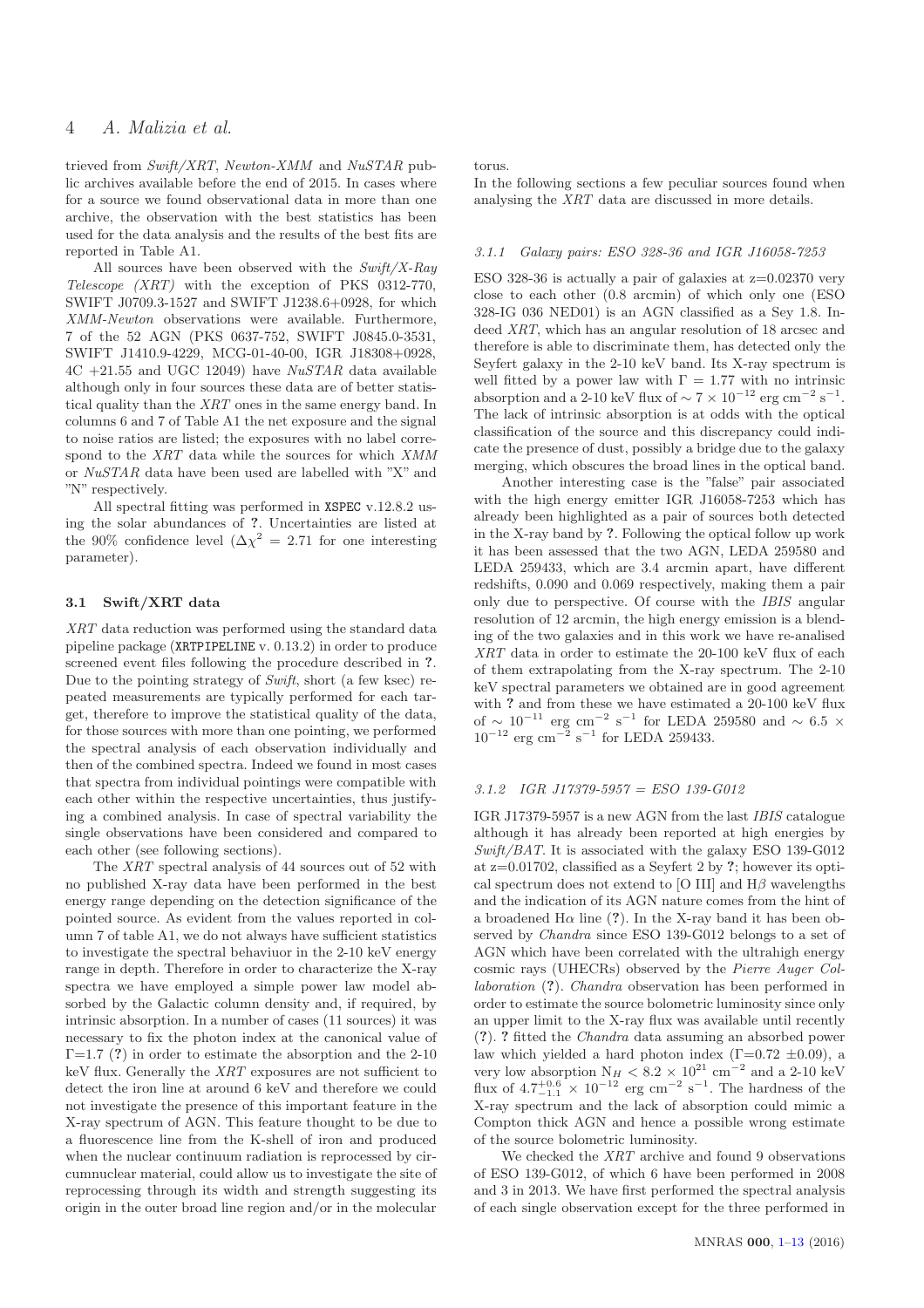trieved from *Swift/XRT*, *Newton-XMM* and *NuSTAR* public archives available before the end of 2015. In cases where for a source we found observational data in more than one archive, the observation with the best statistics has been used for the data analysis and the results of the best fits are reported in Table A1.

All sources have been observed with the *Swift/X-Ray Telescope (XRT)* with the exception of PKS 0312-770, SWIFT J0709.3-1527 and SWIFT J1238.6+0928, for which *XMM-Newton* observations were available. Furthermore, 7 of the 52 AGN (PKS 0637-752, SWIFT J0845.0-3531, SWIFT J1410.9-4229, MCG-01-40-00, IGR J18308+0928, 4C +21.55 and UGC 12049) have *NuSTAR* data available although only in four sources these data are of better statistical quality than the *XRT* ones in the same energy band. In columns 6 and 7 of Table A1 the net exposure and the signal to noise ratios are listed; the exposures with no label correspond to the *XRT* data while the sources for which *XMM* or *NuSTAR* data have been used are labelled with "X" and "N" respectively.

All spectral fitting was performed in XSPEC v.12.8.2 using the solar abundances of **?**. Uncertainties are listed at the 90% confidence level ($\Delta\chi^2$ = 2.71 for one interesting parameter).

### 3.1 Swift/XRT data

*XRT* data reduction was performed using the standard data pipeline package (XRTPIPELINE v. 0.13.2) in order to produce screened event files following the procedure described in **?**. Due to the pointing strategy of *Swift*, short (a few ksec) repeated measurements are typically performed for each target, therefore to improve the statistical quality of the data, for those sources with more than one pointing, we performed the spectral analysis of each observation individually and then of the combined spectra. Indeed we found in most cases that spectra from individual pointings were compatible with each other within the respective uncertainties, thus justifying a combined analysis. In case of spectral variability the single observations have been considered and compared to each other (see following sections).

The *XRT* spectral analysis of 44 sources out of 52 with no published X-ray data have been performed in the best energy range depending on the detection significance of the pointed source. As evident from the values reported in column 7 of table A1, we do not always have sufficient statistics to investigate the spectral behaviuor in the 2-10 keV energy range in depth. Therefore in order to characterize the X-ray spectra we have employed a simple power law model absorbed by the Galactic column density and, if required, by intrinsic absorption. In a number of cases (11 sources) it was necessary to fix the photon index at the canonical value of $\Gamma$=1.7 (**?**) in order to estimate the absorption and the 2-10 keV flux. Generally the *XRT* exposures are not sufficient to detect the iron line at around 6 keV and therefore we could not investigate the presence of this important feature in the X-ray spectrum of AGN. This feature thought to be due to a fluorescence line from the K-shell of iron and produced when the nuclear continuum radiation is reprocessed by circumnuclear material, could allow us to investigate the site of reprocessing through its width and strength suggesting its origin in the outer broad line region and/or in the molecular torus.

In the following sections a few peculiar sources found when analysing the *XRT* data are discussed in more details.

#### 3.1.1 Galaxy pairs: ESO 328-36 and IGR J16058-7253

ESO 328-36 is actually a pair of galaxies at z=0.02370 very close to each other (0.8 arcmin) of which only one (ESO 328-IG 036 NED01) is an AGN classified as a Sey 1.8. Indeed *XRT*, which has an angular resolution of 18 arcsec and therefore is able to discriminate them, has detected only the Seyfert galaxy in the 2-10 keV band. Its X-ray spectrum is well fitted by a power law with $\Gamma$ = 1.77 with no intrinsic absorption and a 2-10 keV flux of $\sim 7 \times 10^{-12}$ erg cm$^{-2}$ s$^{-1}$. The lack of intrinsic absorption is at odds with the optical classification of the source and this discrepancy could indicate the presence of dust, possibly a bridge due to the galaxy merging, which obscures the broad lines in the optical band.

Another interesting case is the "false" pair associated with the high energy emitter IGR J16058-7253 which has already been highlighted as a pair of sources both detected in the X-ray band by **?**. Following the optical follow up work it has been assessed that the two AGN, LEDA 259580 and LEDA 259433, which are 3.4 arcmin apart, have different redshifts, 0.090 and 0.069 respectively, making them a pair only due to perspective. Of course with the *IBIS* angular resolution of 12 arcmin, the high energy emission is a blending of the two galaxies and in this work we have re-analised *XRT* data in order to estimate the 20-100 keV flux of each of them extrapolating from the X-ray spectrum. The 2-10 keV spectral parameters we obtained are in good agreement with **?** and from these we have estimated a 20-100 keV flux of $\sim 10^{-11}$ erg cm$^{-2}$ s$^{-1}$ for LEDA 259580 and $\sim 6.5 \times 10^{-12}$ erg cm$^{-2}$ s$^{-1}$ for LEDA 259433.

#### 3.1.2 IGR J17379-5957 = ESO 139-G012

IGR J17379-5957 is a new AGN from the last *IBIS* catalogue although it has already been reported at high energies by *Swift/BAT*. It is associated with the galaxy ESO 139-G012 at z=0.01702, classified as a Seyfert 2 by **?**; however its optical spectrum does not extend to [O III] and H$\beta$ wavelengths and the indication of its AGN nature comes from the hint of a broadened H$\alpha$ line (**?**). In the X-ray band it has been observed by *Chandra* since ESO 139-G012 belongs to a set of AGN which have been correlated with the ultrahigh energy cosmic rays (UHECRs) observed by the *Pierre Auger Collaboration* (**?**). *Chandra* observation has been performed in order to estimate the source bolometric luminosity since only an upper limit to the X-ray flux was available until recently (**?**). **?** fitted the *Chandra* data assuming an absorbed power law which yielded a hard photon index ($\Gamma$=0.72 $\pm$0.09), a very low absorption N$_H$ < $8.2 \times 10^{21}$ cm$^{-2}$ and a 2-10 keV flux of $4.7^{+0.6}_{-1.1} \times 10^{-12}$ erg cm$^{-2}$ s$^{-1}$. The hardness of the X-ray spectrum and the lack of absorption could mimic a Compton thick AGN and hence a possible wrong estimate of the source bolometric luminosity.

We checked the *XRT* archive and found 9 observations of ESO 139-G012, of which 6 have been performed in 2008 and 3 in 2013. We have first performed the spectral analysis of each single observation except for the three performed in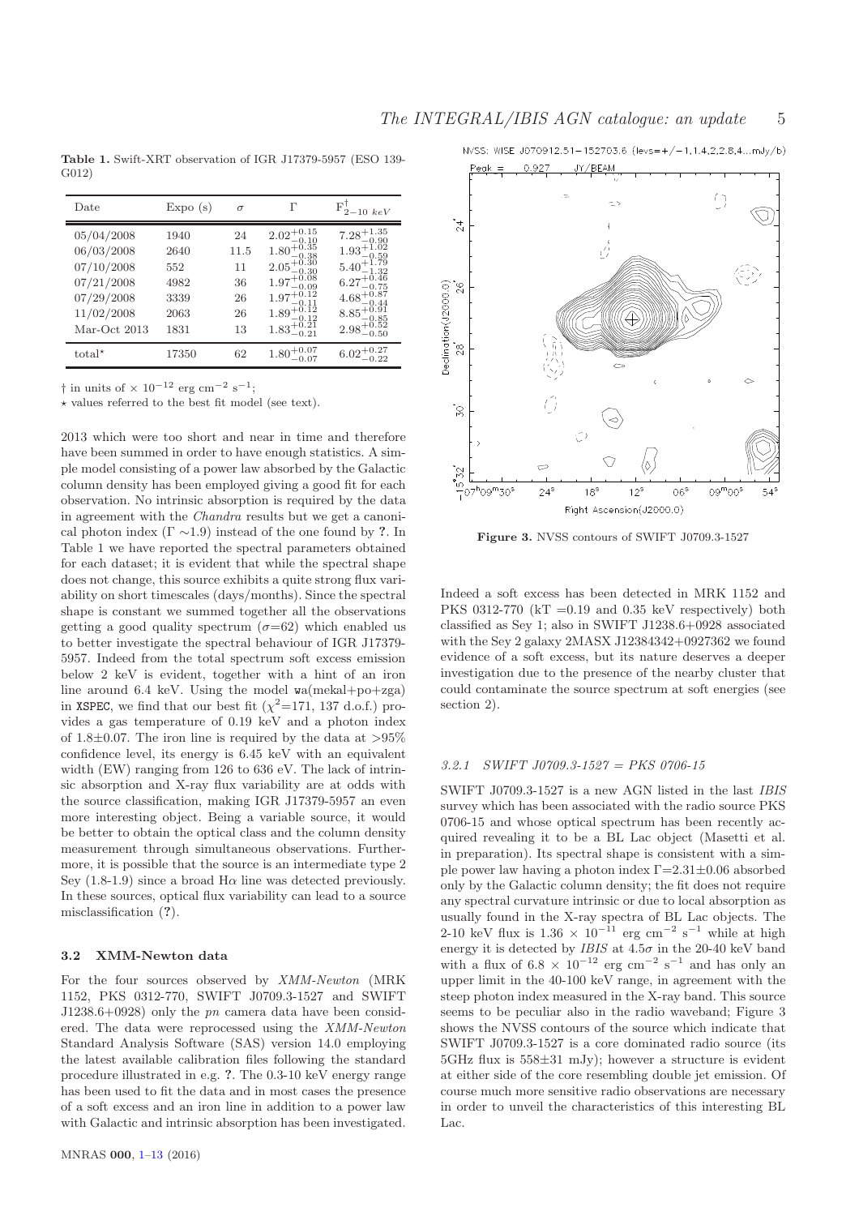**Table 1.** Swift-XRT observation of IGR J17379-5957 (ESO 139-G012)

| Date | Expo (s) | $\sigma$ | $\Gamma$ | $F^{\dagger}_{2-10\ keV}$ |
|---|---|---|---|---|
| 05/04/2008 | 1940 | 24 | $2.02^{+0.15}_{-0.10}$ | $7.28^{+1.35}_{-0.90}$ |
| 06/03/2008 | 2640 | 11.5 | $1.80^{+0.35}_{-0.38}$ | $1.93^{+1.02}_{-0.59}$ |
| 07/10/2008 | 552 | 11 | $2.05^{+0.30}_{-0.30}$ | $5.40^{+1.79}_{-1.32}$ |
| 07/21/2008 | 4982 | 36 | $1.97^{+0.08}_{-0.09}$ | $6.27^{+0.46}_{-0.75}$ |
| 07/29/2008 | 3339 | 26 | $1.97^{+0.12}_{-0.11}$ | $4.68^{+0.87}_{-0.44}$ |
| 11/02/2008 | 2063 | 26 | $1.89^{+0.12}_{-0.12}$ | $8.85^{+0.91}_{-0.85}$ |
| Mar-Oct 2013 | 1831 | 13 | $1.83^{+0.21}_{-0.21}$ | $2.98^{+0.52}_{-0.50}$ |
| total$^{\star}$ | 17350 | 62 | $1.80^{+0.07}_{-0.07}$ | $6.02^{+0.27}_{-0.22}$ |

† in units of $\times\ 10^{-12}$ erg cm$^{-2}$ s$^{-1}$;

$\star$ values referred to the best fit model (see text).

2013 which were too short and near in time and therefore have been summed in order to have enough statistics. A simple model consisting of a power law absorbed by the Galactic column density has been employed giving a good fit for each observation. No intrinsic absorption is required by the data in agreement with the *Chandra* results but we get a canonical photon index ($\Gamma \sim$1.9) instead of the one found by **?**. In Table 1 we have reported the spectral parameters obtained for each dataset; it is evident that while the spectral shape does not change, this source exhibits a quite strong flux variability on short timescales (days/months). Since the spectral shape is constant we summed together all the observations getting a good quality spectrum ($\sigma$=62) which enabled us to better investigate the spectral behaviour of IGR J17379-5957. Indeed from the total spectrum soft excess emission below 2 keV is evident, together with a hint of an iron line around 6.4 keV. Using the model wa(mekal+po+zga) in XSPEC, we find that our best fit ($\chi^2$=171, 137 d.o.f.) provides a gas temperature of 0.19 keV and a photon index of 1.8±0.07. The iron line is required by the data at >95% confidence level, its energy is 6.45 keV with an equivalent width (EW) ranging from 126 to 636 eV. The lack of intrinsic absorption and X-ray flux variability are at odds with the source classification, making IGR J17379-5957 an even more interesting object. Being a variable source, it would be better to obtain the optical class and the column density measurement through simultaneous observations. Furthermore, it is possible that the source is an intermediate type 2 Sey (1.8-1.9) since a broad H$\alpha$ line was detected previously. In these sources, optical flux variability can lead to a source misclassification (**?**).

### 3.2 XMM-Newton data

For the four sources observed by *XMM-Newton* (MRK 1152, PKS 0312-770, SWIFT J0709.3-1527 and SWIFT J1238.6+0928) only the *pn* camera data have been considered. The data were reprocessed using the *XMM-Newton* Standard Analysis Software (SAS) version 14.0 employing the latest available calibration files following the standard procedure illustrated in e.g. **?**. The 0.3-10 keV energy range has been used to fit the data and in most cases the presence of a soft excess and an iron line in addition to a power law with Galactic and intrinsic absorption has been investigated. Indeed a soft excess has been detected in MRK 1152 and PKS 0312-770 (kT =0.19 and 0.35 keV respectively) both classified as Sey 1; also in SWIFT J1238.6+0928 associated with the Sey 2 galaxy 2MASX J12384342+0927362 we found evidence of a soft excess, but its nature deserves a deeper investigation due to the presence of the nearby cluster that could contaminate the source spectrum at soft energies (see section 2).

**Figure 3.** NVSS contours of SWIFT J0709.3-1527

#### 3.2.1 SWIFT J0709.3-1527 = PKS 0706-15

SWIFT J0709.3-1527 is a new AGN listed in the last *IBIS* survey which has been associated with the radio source PKS 0706-15 and whose optical spectrum has been recently acquired revealing it to be a BL Lac object (Masetti et al. in preparation). Its spectral shape is consistent with a simple power law having a photon index $\Gamma$=2.31±0.06 absorbed only by the Galactic column density; the fit does not require any spectral curvature intrinsic or due to local absorption as usually found in the X-ray spectra of BL Lac objects. The 2-10 keV flux is $1.36 \times 10^{-11}$ erg cm$^{-2}$ s$^{-1}$ while at high energy it is detected by *IBIS* at 4.5$\sigma$ in the 20-40 keV band with a flux of $6.8 \times 10^{-12}$ erg cm$^{-2}$ s$^{-1}$ and has only an upper limit in the 40-100 keV range, in agreement with the steep photon index measured in the X-ray band. This source seems to be peculiar also in the radio waveband; Figure 3 shows the NVSS contours of the source which indicate that SWIFT J0709.3-1527 is a core dominated radio source (its 5GHz flux is 558±31 mJy); however a structure is evident at either side of the core resembling double jet emission. Of course much more sensitive radio observations are necessary in order to unveil the characteristics of this interesting BL Lac.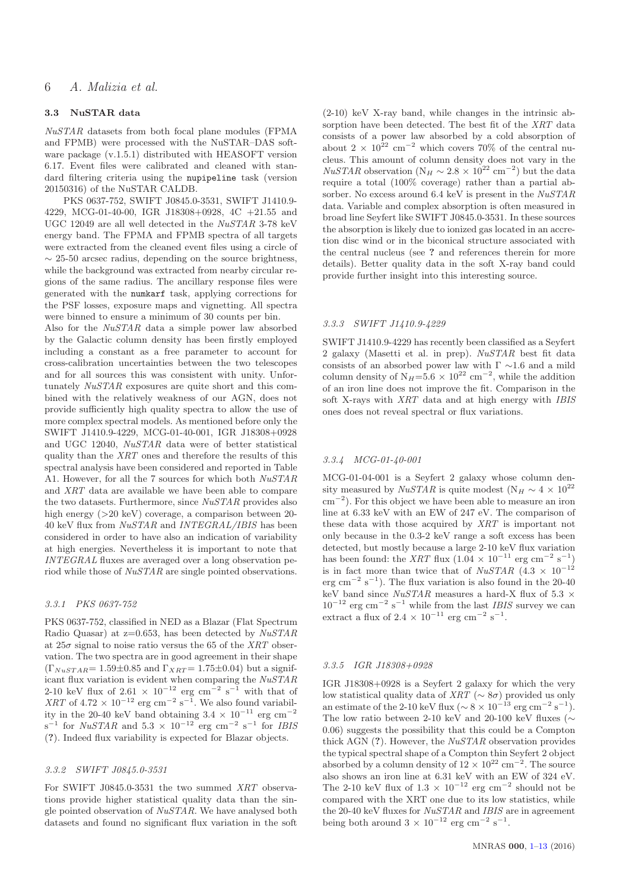### 3.3 NuSTAR data

*NuSTAR* datasets from both focal plane modules (FPMA and FPMB) were processed with the NuSTAR–DAS software package (v.1.5.1) distributed with HEASOFT version 6.17. Event files were calibrated and cleaned with standard filtering criteria using the `nupipeline` task (version 20150316) of the NuSTAR CALDB.

PKS 0637-752, SWIFT J0845.0-3531, SWIFT J1410.9-4229, MCG-01-40-00, IGR J18308+0928, 4C +21.55 and UGC 12049 are all well detected in the *NuSTAR* 3-78 keV energy band. The FPMA and FPMB spectra of all targets were extracted from the cleaned event files using a circle of $\sim$ 25-50 arcsec radius, depending on the source brightness, while the background was extracted from nearby circular regions of the same radius. The ancillary response files were generated with the `numkarf` task, applying corrections for the PSF losses, exposure maps and vignetting. All spectra were binned to ensure a minimum of 30 counts per bin.

Also for the *NuSTAR* data a simple power law absorbed by the Galactic column density has been firstly employed including a constant as a free parameter to account for cross-calibration uncertainties between the two telescopes and for all sources this was consistent with unity. Unfortunately *NuSTAR* exposures are quite short and this combined with the relatively weakness of our AGN, does not provide sufficiently high quality spectra to allow the use of more complex spectral models. As mentioned before only the SWIFT J1410.9-4229, MCG-01-40-001, IGR J18308+0928 and UGC 12040, *NuSTAR* data were of better statistical quality than the *XRT* ones and therefore the results of this spectral analysis have been considered and reported in Table A1. However, for all the 7 sources for which both *NuSTAR* and *XRT* data are available we have been able to compare the two datasets. Furthermore, since *NuSTAR* provides also high energy (>20 keV) coverage, a comparison between 20-40 keV flux from *NuSTAR* and *INTEGRAL/IBIS* has been considered in order to have also an indication of variability at high energies. Nevertheless it is important to note that *INTEGRAL* fluxes are averaged over a long observation period while those of *NuSTAR* are single pointed observations.

#### 3.3.1 PKS 0637-752

PKS 0637-752, classified in NED as a Blazar (Flat Spectrum Radio Quasar) at z=0.653, has been detected by *NuSTAR* at 25$\sigma$ signal to noise ratio versus the 65 of the *XRT* observation. The two spectra are in good agreement in their shape ($\Gamma_{NuSTAR}$= 1.59±0.85 and $\Gamma_{XRT}$= 1.75±0.04) but a significant flux variation is evident when comparing the *NuSTAR* 2-10 keV flux of $2.61 \times 10^{-12}$ erg cm$^{-2}$ s$^{-1}$ with that of *XRT* of $4.72 \times 10^{-12}$ erg cm$^{-2}$ s$^{-1}$. We also found variability in the 20-40 keV band obtaining $3.4 \times 10^{-11}$ erg cm$^{-2}$ s$^{-1}$ for *NuSTAR* and $5.3 \times 10^{-12}$ erg cm$^{-2}$ s$^{-1}$ for *IBIS* (?). Indeed flux variability is expected for Blazar objects.

#### 3.3.2 SWIFT J0845.0-3531

For SWIFT J0845.0-3531 the two summed *XRT* observations provide higher statistical quality data than the single pointed observation of *NuSTAR*. We have analysed both datasets and found no significant flux variation in the soft (2-10) keV X-ray band, while changes in the intrinsic absorption have been detected. The best fit of the *XRT* data consists of a power law absorbed by a cold absorption of about $2 \times 10^{22}$ cm$^{-2}$ which covers 70% of the central nucleus. This amount of column density does not vary in the *NuSTAR* observation (N$_H$ $\sim 2.8 \times 10^{22}$ cm$^{-2}$) but the data require a total (100% coverage) rather than a partial absorber. No excess around 6.4 keV is present in the *NuSTAR* data. Variable and complex absorption is often measured in broad line Seyfert like SWIFT J0845.0-3531. In these sources the absorption is likely due to ionized gas located in an accretion disc wind or in the biconical structure associated with the central nucleus (see ? and references therein for more details). Better quality data in the soft X-ray band could provide further insight into this interesting source.

#### 3.3.3 SWIFT J1410.9-4229

SWIFT J1410.9-4229 has recently been classified as a Seyfert 2 galaxy (Masetti et al. in prep). *NuSTAR* best fit data consists of an absorbed power law with $\Gamma$ $\sim$1.6 and a mild column density of N$_H$=$5.6 \times 10^{22}$ cm$^{-2}$, while the addition of an iron line does not improve the fit. Comparison in the soft X-rays with *XRT* data and at high energy with *IBIS* ones does not reveal spectral or flux variations.

#### 3.3.4 MCG-01-40-001

MCG-01-04-001 is a Seyfert 2 galaxy whose column density measured by *NuSTAR* is quite modest (N$_H$ $\sim 4 \times 10^{22}$ cm$^{-2}$). For this object we have been able to measure an iron line at 6.33 keV with an EW of 247 eV. The comparison of these data with those acquired by *XRT* is important not only because in the 0.3-2 keV range a soft excess has been detected, but mostly because a large 2-10 keV flux variation has been found: the *XRT* flux ($1.04 \times 10^{-11}$ erg cm$^{-2}$ s$^{-1}$) is in fact more than twice that of *NuSTAR* ($4.3 \times 10^{-12}$ erg cm$^{-2}$ s$^{-1}$). The flux variation is also found in the 20-40 keV band since *NuSTAR* measures a hard-X flux of $5.3 \times 10^{-12}$ erg cm$^{-2}$ s$^{-1}$ while from the last *IBIS* survey we can extract a flux of $2.4 \times 10^{-11}$ erg cm$^{-2}$ s$^{-1}$.

#### 3.3.5 IGR J18308+0928

IGR J18308+0928 is a Seyfert 2 galaxy for which the very low statistical quality data of *XRT* ($\sim$ 8$\sigma$) provided us only an estimate of the 2-10 keV flux ($\sim 8 \times 10^{-13}$ erg cm$^{-2}$ s$^{-1}$). The low ratio between 2-10 keV and 20-100 keV fluxes ($\sim$ 0.06) suggests the possibility that this could be a Compton thick AGN (?). However, the *NuSTAR* observation provides the typical spectral shape of a Compton thin Seyfert 2 object absorbed by a column density of $12 \times 10^{22}$ cm$^{-2}$. The source also shows an iron line at 6.31 keV with an EW of 324 eV. The 2-10 keV flux of $1.3 \times 10^{-12}$ erg cm$^{-2}$ should not be compared with the XRT one due to its low statistics, while the 20-40 keV fluxes for *NuSTAR* and *IBIS* are in agreement being both around $3 \times 10^{-12}$ erg cm$^{-2}$ s$^{-1}$.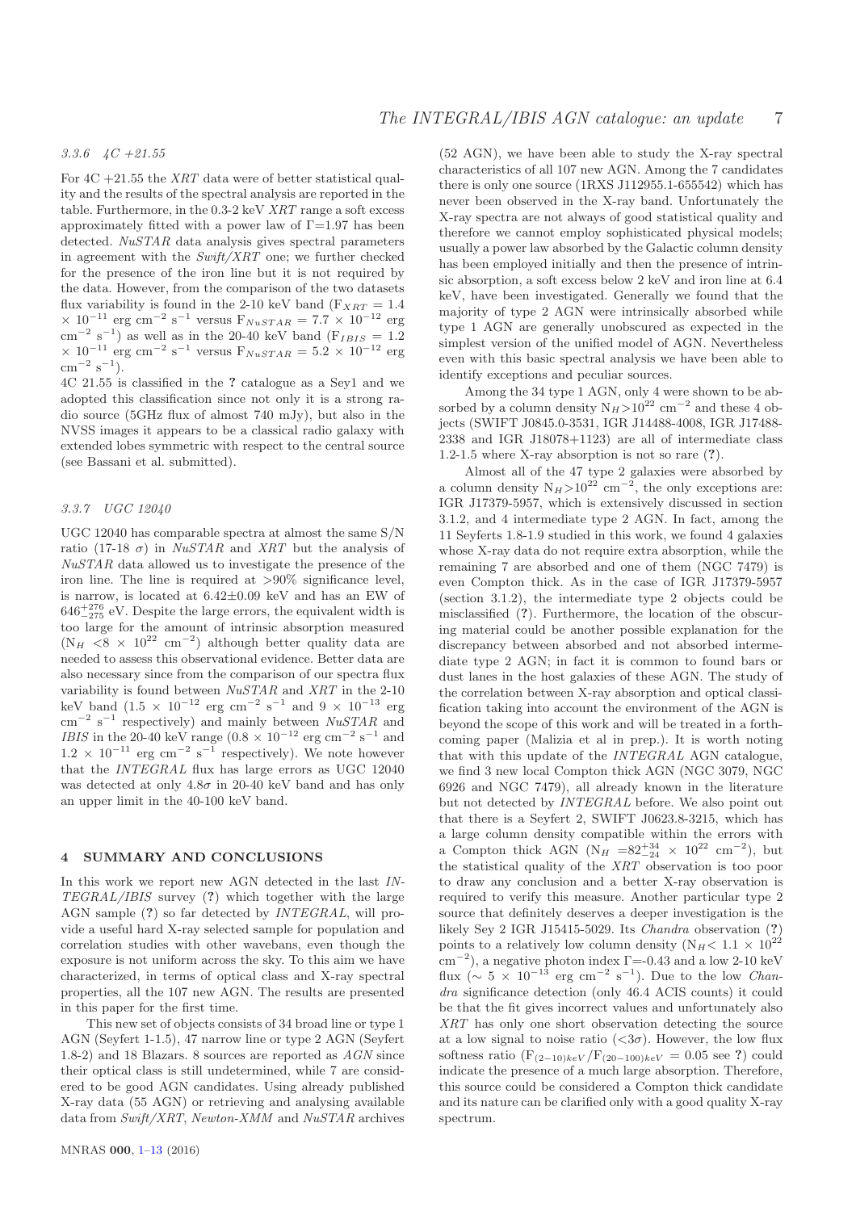### 3.3.6 4C +21.55

For 4C +21.55 the *XRT* data were of better statistical quality and the results of the spectral analysis are reported in the table. Furthermore, in the 0.3-2 keV *XRT* range a soft excess approximately fitted with a power law of $\Gamma$=1.97 has been detected. *NuSTAR* data analysis gives spectral parameters in agreement with the *Swift/XRT* one; we further checked for the presence of the iron line but it is not required by the data. However, from the comparison of the two datasets flux variability is found in the 2-10 keV band ($F_{XRT}$ = 1.4 $\times$ $10^{-11}$ erg cm$^{-2}$ s$^{-1}$ versus $F_{NuSTAR}$ = 7.7 $\times$ $10^{-12}$ erg cm$^{-2}$ s$^{-1}$) as well as in the 20-40 keV band ($F_{IBIS}$ = 1.2 $\times$ $10^{-11}$ erg cm$^{-2}$ s$^{-1}$ versus $F_{NuSTAR}$ = 5.2 $\times$ $10^{-12}$ erg cm$^{-2}$ s$^{-1}$).

4C 21.55 is classified in the **?** catalogue as a Sey1 and we adopted this classification since not only it is a strong radio source (5GHz flux of almost 740 mJy), but also in the NVSS images it appears to be a classical radio galaxy with extended lobes symmetric with respect to the central source (see Bassani et al. submitted).

### 3.3.7 UGC 12040

UGC 12040 has comparable spectra at almost the same S/N ratio (17-18 $\sigma$) in *NuSTAR* and *XRT* but the analysis of *NuSTAR* data allowed us to investigate the presence of the iron line. The line is required at >90% significance level, is narrow, is located at 6.42$\pm$0.09 keV and has an EW of $646^{+276}_{-275}$ eV. Despite the large errors, the equivalent width is too large for the amount of intrinsic absorption measured ($N_H$ <8 $\times$ $10^{22}$ cm$^{-2}$) although better quality data are needed to assess this observational evidence. Better data are also necessary since from the comparison of our spectra flux variability is found between *NuSTAR* and *XRT* in the 2-10 keV band (1.5 $\times$ $10^{-12}$ erg cm$^{-2}$ s$^{-1}$ and 9 $\times$ $10^{-13}$ erg cm$^{-2}$ s$^{-1}$ respectively) and mainly between *NuSTAR* and *IBIS* in the 20-40 keV range (0.8 $\times$ $10^{-12}$ erg cm$^{-2}$ s$^{-1}$ and 1.2 $\times$ $10^{-11}$ erg cm$^{-2}$ s$^{-1}$ respectively). We note however that the *INTEGRAL* flux has large errors as UGC 12040 was detected at only 4.8$\sigma$ in 20-40 keV band and has only an upper limit in the 40-100 keV band.

## 4 SUMMARY AND CONCLUSIONS

In this work we report new AGN detected in the last *INTEGRAL/IBIS* survey (**?**) which together with the large AGN sample (**?**) so far detected by *INTEGRAL*, will provide a useful hard X-ray selected sample for population and correlation studies with other wavebans, even though the exposure is not uniform across the sky. To this aim we have characterized, in terms of optical class and X-ray spectral properties, all the 107 new AGN. The results are presented in this paper for the first time.

This new set of objects consists of 34 broad line or type 1 AGN (Seyfert 1-1.5), 47 narrow line or type 2 AGN (Seyfert 1.8-2) and 18 Blazars. 8 sources are reported as *AGN* since their optical class is still undetermined, while 7 are considered to be good AGN candidates. Using already published X-ray data (55 AGN) or retrieving and analysing available data from *Swift/XRT*, *Newton-XMM* and *NuSTAR* archives (52 AGN), we have been able to study the X-ray spectral characteristics of all 107 new AGN. Among the 7 candidates there is only one source (1RXS J112955.1-655542) which has never been observed in the X-ray band. Unfortunately the X-ray spectra are not always of good statistical quality and therefore we cannot employ sophisticated physical models; usually a power law absorbed by the Galactic column density has been employed initially and then the presence of intrinsic absorption, a soft excess below 2 keV and iron line at 6.4 keV, have been investigated. Generally we found that the majority of type 2 AGN were intrinsically absorbed while type 1 AGN are generally unobscured as expected in the simplest version of the unified model of AGN. Nevertheless even with this basic spectral analysis we have been able to identify exceptions and peculiar sources.

Among the 34 type 1 AGN, only 4 were shown to be absorbed by a column density $N_H$>$10^{22}$ cm$^{-2}$ and these 4 objects (SWIFT J0845.0-3531, IGR J14488-4008, IGR J17488-2338 and IGR J18078+1123) are all of intermediate class 1.2-1.5 where X-ray absorption is not so rare (**?**).

Almost all of the 47 type 2 galaxies were absorbed by a column density $N_H$>$10^{22}$ cm$^{-2}$, the only exceptions are: IGR J17379-5957, which is extensively discussed in section 3.1.2, and 4 intermediate type 2 AGN. In fact, among the 11 Seyferts 1.8-1.9 studied in this work, we found 4 galaxies whose X-ray data do not require extra absorption, while the remaining 7 are absorbed and one of them (NGC 7479) is even Compton thick. As in the case of IGR J17379-5957 (section 3.1.2), the intermediate type 2 objects could be misclassified (**?**). Furthermore, the location of the obscuring material could be another possible explanation for the discrepancy between absorbed and not absorbed intermediate type 2 AGN; in fact it is common to found bars or dust lanes in the host galaxies of these AGN. The study of the correlation between X-ray absorption and optical classification taking into account the environment of the AGN is beyond the scope of this work and will be treated in a forthcoming paper (Malizia et al in prep.). It is worth noting that with this update of the *INTEGRAL* AGN catalogue, we find 3 new local Compton thick AGN (NGC 3079, NGC 6926 and NGC 7479), all already known in the literature but not detected by *INTEGRAL* before. We also point out that there is a Seyfert 2, SWIFT J0623.8-3215, which has a large column density compatible within the errors with a Compton thick AGN ($N_H$ =$82^{+34}_{-24}$ $\times$ $10^{22}$ cm$^{-2}$), but the statistical quality of the *XRT* observation is too poor to draw any conclusion and a better X-ray observation is required to verify this measure. Another particular type 2 source that definitely deserves a deeper investigation is the likely Sey 2 IGR J15415-5029. Its *Chandra* observation (**?**) points to a relatively low column density ($N_H$< 1.1 $\times$ $10^{22}$ cm$^{-2}$), a negative photon index $\Gamma$=-0.43 and a low 2-10 keV flux ($\sim$ 5 $\times$ $10^{-13}$ erg cm$^{-2}$ s$^{-1}$). Due to the low *Chandra* significance detection (only 46.4 ACIS counts) it could be that the fit gives incorrect values and unfortunately also *XRT* has only one short observation detecting the source at a low signal to noise ratio (<3$\sigma$). However, the low flux softness ratio ($F_{(2-10)keV}/F_{(20-100)keV}$ = 0.05 see **?**) could indicate the presence of a much large absorption. Therefore, this source could be considered a Compton thick candidate and its nature can be clarified only with a good quality X-ray spectrum.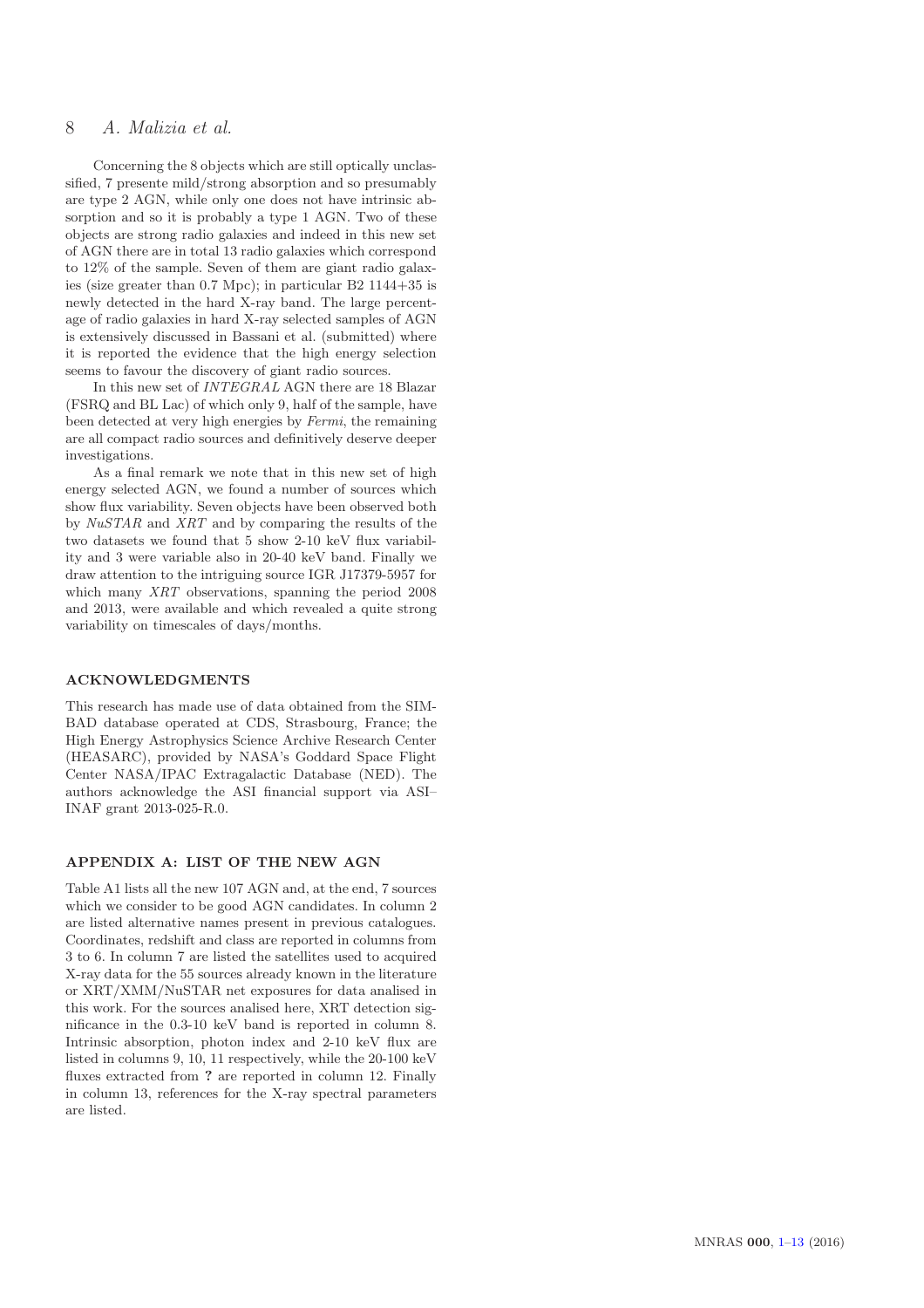Concerning the 8 objects which are still optically unclassified, 7 presente mild/strong absorption and so presumably are type 2 AGN, while only one does not have intrinsic absorption and so it is probably a type 1 AGN. Two of these objects are strong radio galaxies and indeed in this new set of AGN there are in total 13 radio galaxies which correspond to 12% of the sample. Seven of them are giant radio galaxies (size greater than 0.7 Mpc); in particular B2 1144+35 is newly detected in the hard X-ray band. The large percentage of radio galaxies in hard X-ray selected samples of AGN is extensively discussed in Bassani et al. (submitted) where it is reported the evidence that the high energy selection seems to favour the discovery of giant radio sources.

In this new set of *INTEGRAL* AGN there are 18 Blazar (FSRQ and BL Lac) of which only 9, half of the sample, have been detected at very high energies by *Fermi*, the remaining are all compact radio sources and definitively deserve deeper investigations.

As a final remark we note that in this new set of high energy selected AGN, we found a number of sources which show flux variability. Seven objects have been observed both by *NuSTAR* and *XRT* and by comparing the results of the two datasets we found that 5 show 2-10 keV flux variability and 3 were variable also in 20-40 keV band. Finally we draw attention to the intriguing source IGR J17379-5957 for which many *XRT* observations, spanning the period 2008 and 2013, were available and which revealed a quite strong variability on timescales of days/months.

## ACKNOWLEDGMENTS

This research has made use of data obtained from the SIMBAD database operated at CDS, Strasbourg, France; the High Energy Astrophysics Science Archive Research Center (HEASARC), provided by NASA's Goddard Space Flight Center NASA/IPAC Extragalactic Database (NED). The authors acknowledge the ASI financial support via ASI–INAF grant 2013-025-R.0.

## APPENDIX A: LIST OF THE NEW AGN

Table A1 lists all the new 107 AGN and, at the end, 7 sources which we consider to be good AGN candidates. In column 2 are listed alternative names present in previous catalogues. Coordinates, redshift and class are reported in columns from 3 to 6. In column 7 are listed the satellites used to acquired X-ray data for the 55 sources already known in the literature or XRT/XMM/NuSTAR net exposures for data analised in this work. For the sources analised here, XRT detection significance in the 0.3-10 keV band is reported in column 8. Intrinsic absorption, photon index and 2-10 keV flux are listed in columns 9, 10, 11 respectively, while the 20-100 keV fluxes extracted from **?** are reported in column 12. Finally in column 13, references for the X-ray spectral parameters are listed.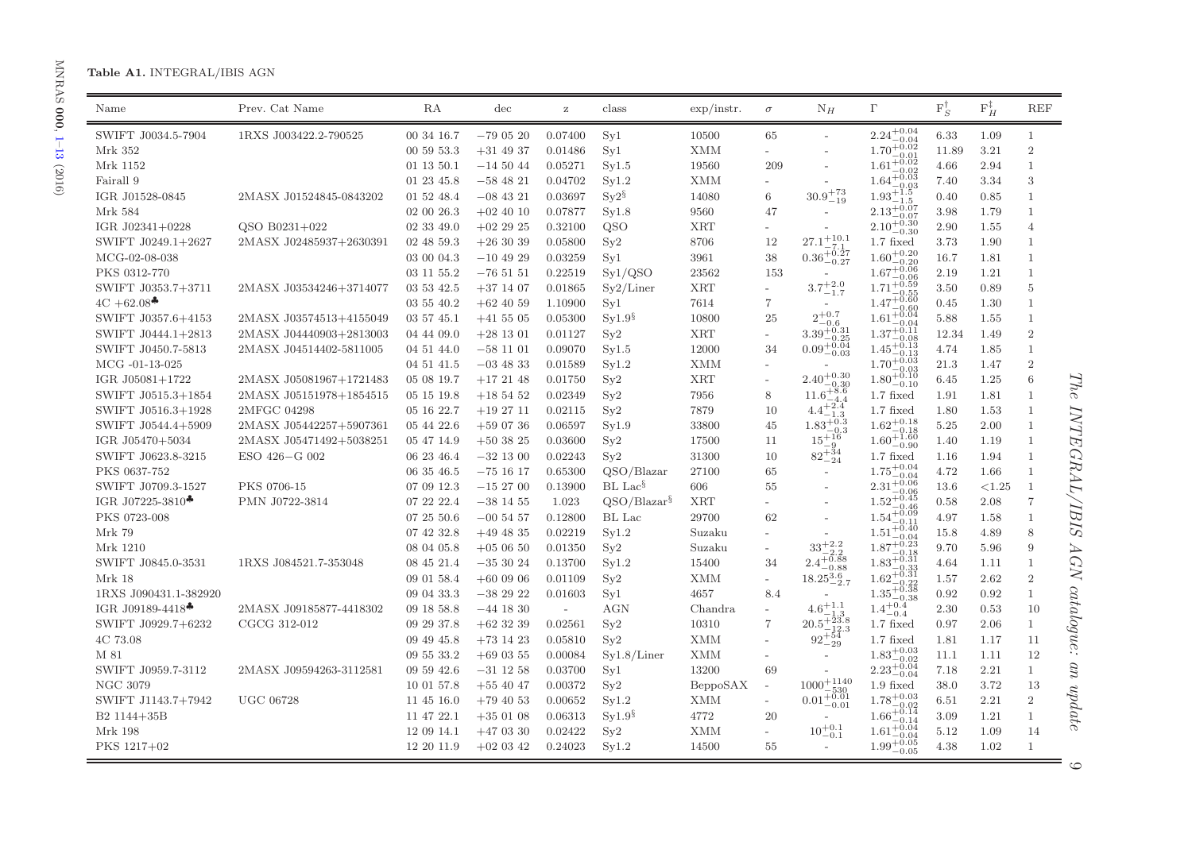**Table A1.** INTEGRAL/IBIS AGN

| Name | Prev. Cat Name | RA | dec | z | class | exp/instr. | $\sigma$ | $N_H$ | $\Gamma$ | $F_S^{\dagger}$ | $F_H^{\ddagger}$ | REF |
|---|---|---|---|---|---|---|---|---|---|---|---|---|
| SWIFT J0034.5-7904 | 1RXS J003422.2-790525 | 00 34 16.7 | −79 05 20 | 0.07400 | Sy1 | 10500 | 65 | - | $2.24^{+0.04}_{-0.04}$ | 6.33 | 1.09 | 1 |
| Mrk 352 | | 00 59 53.3 | +31 49 37 | 0.01486 | Sy1 | XMM | - | - | $1.70^{+0.02}_{-0.01}$ | 11.89 | 3.21 | 2 |
| Mrk 1152 | | 01 13 50.1 | −14 50 44 | 0.05271 | Sy1.5 | 19560 | 209 | - | $1.61^{+0.02}_{-0.02}$ | 4.66 | 2.94 | 1 |
| Fairall 9 | | 01 23 45.8 | −58 48 21 | 0.04702 | Sy1.2 | XMM | - | - | $1.64^{+0.03}_{-0.03}$ | 7.40 | 3.34 | 3 |
| IGR J01528-0845 | 2MASX J01524845-0843202 | 01 52 48.4 | −08 43 21 | 0.03697 | Sy2§ | 14080 | 6 | $30.9^{+73}_{-19}$ | $1.93^{+1.5}_{-1.5}$ | 0.40 | 0.85 | 1 |
| Mrk 584 | | 02 00 26.3 | +02 40 10 | 0.07877 | Sy1.8 | 9560 | 47 | - | $2.13^{+0.07}_{-0.07}$ | 3.98 | 1.79 | 1 |
| IGR J02341+0228 | QSO B0231+022 | 02 33 49.0 | +02 29 25 | 0.32100 | QSO | XRT | - | - | $2.10^{+0.30}_{-0.30}$ | 2.90 | 1.55 | 4 |
| SWIFT J0249.1+2627 | 2MASX J02485937+2630391 | 02 48 59.3 | +26 30 39 | 0.05800 | Sy2 | 8706 | 12 | $27.1^{+10.1}_{-7.1}$ | 1.7 fixed | 3.73 | 1.90 | 1 |
| MCG-02-08-038 | | 03 00 04.3 | −10 49 29 | 0.03259 | Sy1 | 3961 | 38 | $0.36^{+0.27}_{-0.27}$ | $1.60^{+0.20}_{-0.20}$ | 16.7 | 1.81 | 1 |
| PKS 0312-770 | | 03 11 55.2 | −76 51 51 | 0.22519 | Sy1/QSO | 23562 | 153 | - | $1.67^{+0.06}_{-0.06}$ | 2.19 | 1.21 | 1 |
| SWIFT J0353.7+3711 | 2MASX J03534246+3714077 | 03 53 42.5 | +37 14 07 | 0.01865 | Sy2/Liner | XRT | - | $3.7^{+2.0}_{-1.7}$ | $1.71^{+0.59}_{-0.55}$ | 3.50 | 0.89 | 5 |
| 4C +62.08♣ | | 03 55 40.2 | +62 40 59 | 1.10900 | Sy1 | 7614 | 7 | - | $1.47^{+0.60}_{-0.60}$ | 0.45 | 1.30 | 1 |
| SWIFT J0357.6+4153 | 2MASX J03574513+4155049 | 03 57 45.1 | +41 55 05 | 0.05300 | Sy1.9§ | 10800 | 25 | $2^{+0.7}_{-0.6}$ | $1.61^{+0.04}_{-0.04}$ | 5.88 | 1.55 | 1 |
| SWIFT J0444.1+2813 | 2MASX J04440903+2813003 | 04 44 09.0 | +28 13 01 | 0.01127 | Sy2 | XRT | - | $3.39^{+0.31}_{-0.25}$ | $1.37^{+0.11}_{-0.08}$ | 12.34 | 1.49 | 2 |
| SWIFT J0450.7-5813 | 2MASX J04514402-5811005 | 04 51 44.0 | −58 11 01 | 0.09070 | Sy1.5 | 12000 | 34 | $0.09^{+0.04}_{-0.03}$ | $1.45^{+0.13}_{-0.13}$ | 4.74 | 1.85 | 1 |
| MCG -01-13-025 | | 04 51 41.5 | −03 48 33 | 0.01589 | Sy1.2 | XMM | - | - | $1.70^{+0.03}_{-0.03}$ | 21.3 | 1.47 | 2 |
| IGR J05081+1722 | 2MASX J05081967+1721483 | 05 08 19.7 | +17 21 48 | 0.01750 | Sy2 | XRT | - | $2.40^{+0.30}_{-0.30}$ | $1.80^{+0.10}_{-0.10}$ | 6.45 | 1.25 | 6 |
| SWIFT J0515.3+1854 | 2MASX J05151978+1854515 | 05 15 19.8 | +18 54 52 | 0.02349 | Sy2 | 7956 | 8 | $11.6^{+8.6}_{-4.4}$ | 1.7 fixed | 1.91 | 1.81 | 1 |
| SWIFT J0516.3+1928 | 2MFGC 04298 | 05 16 22.7 | +19 27 11 | 0.02115 | Sy2 | 7879 | 10 | $4.4^{+2.4}_{-1.3}$ | 1.7 fixed | 1.80 | 1.53 | 1 |
| SWIFT J0544.4+5909 | 2MASX J05442257+5907361 | 05 44 22.6 | +59 07 36 | 0.06597 | Sy1.9 | 33800 | 45 | $1.83^{+0.3}_{-0.3}$ | $1.62^{+0.18}_{-0.18}$ | 5.25 | 2.00 | 1 |
| IGR J05470+5034 | 2MASX J05471492+5038251 | 05 47 14.9 | +50 38 25 | 0.03600 | Sy2 | 17500 | 11 | $15^{+16}_{-9}$ | $1.60^{+1.60}_{-0.90}$ | 1.40 | 1.19 | 1 |
| SWIFT J0623.8-3215 | ESO 426−G 002 | 06 23 46.4 | −32 13 00 | 0.02243 | Sy2 | 31300 | 10 | $82^{+34}_{-24}$ | 1.7 fixed | 1.16 | 1.94 | 1 |
| PKS 0637-752 | | 06 35 46.5 | −75 16 17 | 0.65300 | QSO/Blazar | 27100 | 65 | - | $1.75^{+0.04}_{-0.04}$ | 4.72 | 1.66 | 1 |
| SWIFT J0709.3-1527 | PKS 0706-15 | 07 09 12.3 | −15 27 00 | 0.13900 | BL Lac§ | 606 | 55 | - | $2.31^{+0.06}_{-0.06}$ | 13.6 | <1.25 | 1 |
| IGR J07225-3810♣ | PMN J0722-3814 | 07 22 22.4 | −38 14 55 | 1.023 | QSO/Blazar§ | XRT | - | - | $1.52^{+0.45}_{-0.46}$ | 0.58 | 2.08 | 7 |
| PKS 0723-008 | | 07 25 50.6 | −00 54 57 | 0.12800 | BL Lac | 29700 | 62 | - | $1.54^{+0.09}_{-0.11}$ | 4.97 | 1.58 | 1 |
| Mrk 79 | | 07 42 32.8 | +49 48 35 | 0.02219 | Sy1.2 | Suzaku | - | - | $1.51^{+0.40}_{-0.04}$ | 15.8 | 4.89 | 8 |
| Mrk 1210 | | 08 04 05.8 | +05 06 50 | 0.01350 | Sy2 | Suzaku | - | $33^{+2.2}_{-2.2}$ | $1.87^{+0.23}_{-0.18}$ | 9.70 | 5.96 | 9 |
| SWIFT J0845.0-3531 | 1RXS J084521.7-353048 | 08 45 21.4 | −35 30 24 | 0.13700 | Sy1.2 | 15400 | 34 | $2.4^{+0.88}_{-0.88}$ | $1.83^{+0.31}_{-0.33}$ | 4.64 | 1.11 | 1 |
| Mrk 18 | | 09 01 58.4 | +60 09 06 | 0.01109 | Sy2 | XMM | - | $18.25^{3.6}_{-2.7}$ | $1.62^{+0.31}_{-0.22}$ | 1.57 | 2.62 | 2 |
| 1RXS J090431.1-382920 | | 09 04 33.3 | −38 29 22 | 0.01603 | Sy1 | 4657 | 8.4 | - | $1.35^{+0.38}_{-0.38}$ | 0.92 | 0.92 | 1 |
| IGR J09189-4418♣ | 2MASX J09185877-4418302 | 09 18 58.8 | −44 18 30 | - | AGN | Chandra | - | $4.6^{+1.1}_{-1.3}$ | $1.4^{+0.4}_{-0.4}$ | 2.30 | 0.53 | 10 |
| SWIFT J0929.7+6232 | CGCG 312-012 | 09 29 37.8 | +62 32 39 | 0.02561 | Sy2 | 10310 | 7 | $20.5^{+23.8}_{-12.3}$ | 1.7 fixed | 0.97 | 2.06 | 1 |
| 4C 73.08 | | 09 49 45.8 | +73 14 23 | 0.05810 | Sy2 | XMM | - | $92^{+54}_{-29}$ | 1.7 fixed | 1.81 | 1.17 | 11 |
| M 81 | | 09 55 33.2 | +69 03 55 | 0.00084 | Sy1.8/Liner | XMM | - | - | $1.83^{+0.03}_{-0.02}$ | 11.1 | 1.11 | 12 |
| SWIFT J0959.7-3112 | 2MASX J09594263-3112581 | 09 59 42.6 | −31 12 58 | 0.03700 | Sy1 | 13200 | 69 | - | $2.23^{+0.04}_{-0.04}$ | 7.18 | 2.21 | 1 |
| NGC 3079 | | 10 01 57.8 | +55 40 47 | 0.00372 | Sy2 | BeppoSAX | - | $1000^{+1140}_{-530}$ | 1.9 fixed | 38.0 | 3.72 | 13 |
| SWIFT J1143.7+7942 | UGC 06728 | 11 45 16.0 | +79 40 53 | 0.00652 | Sy1.2 | XMM | - | $0.01^{+0.01}_{-0.01}$ | $1.78^{+0.03}_{-0.02}$ | 6.51 | 2.21 | 2 |
| B2 1144+35B | | 11 47 22.1 | +35 01 08 | 0.06313 | Sy1.9§ | 4772 | 20 | - | $1.66^{+0.14}_{-0.14}$ | 3.09 | 1.21 | 1 |
| Mrk 198 | | 12 09 14.1 | +47 03 30 | 0.02422 | Sy2 | XMM | - | $10^{+0.1}_{-0.1}$ | $1.61^{+0.04}_{-0.04}$ | 5.12 | 1.09 | 14 |
| PKS 1217+02 | | 12 20 11.9 | +02 03 42 | 0.24023 | Sy1.2 | 14500 | 55 | - | $1.99^{+0.05}_{-0.05}$ | 4.38 | 1.02 | 1 |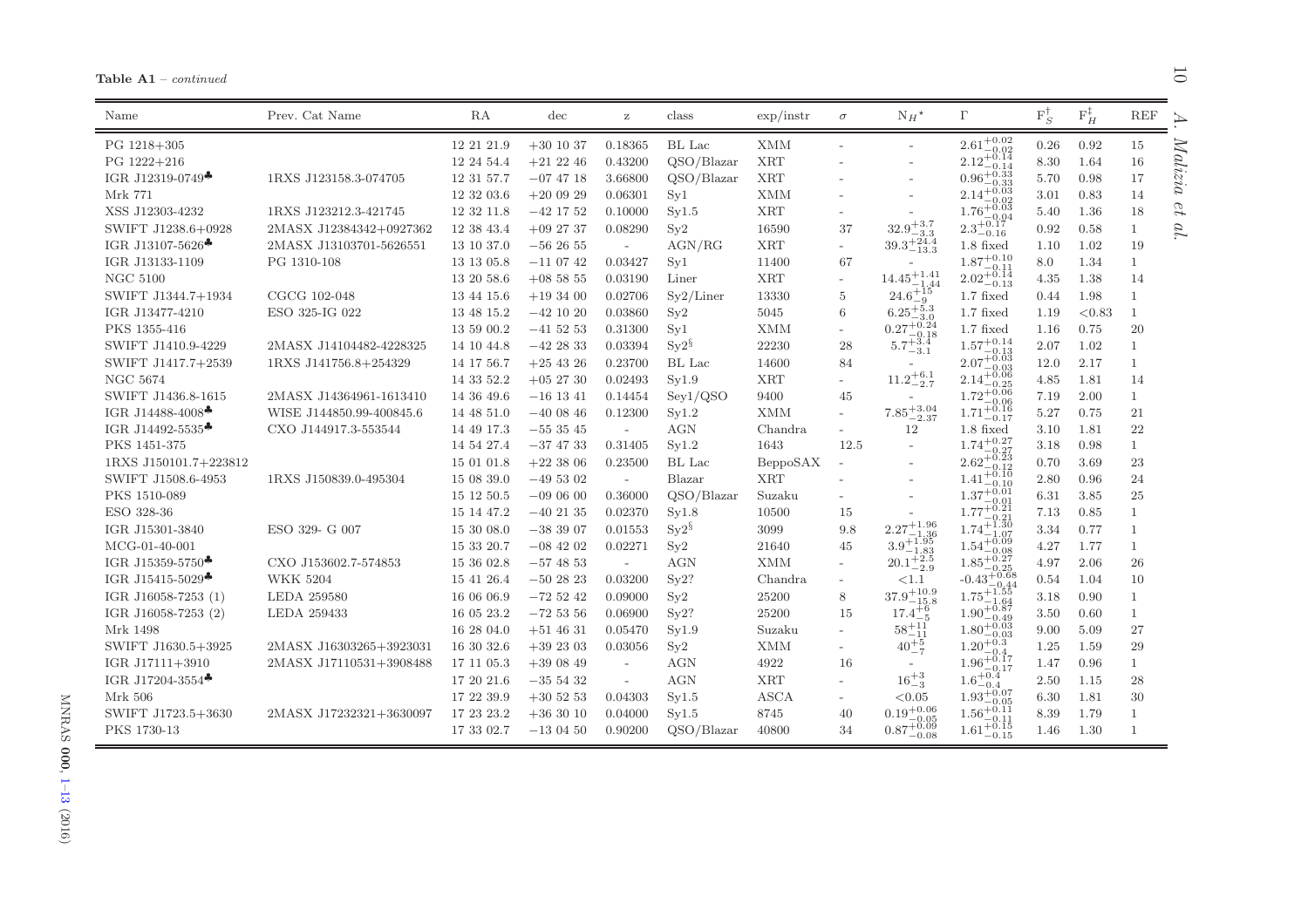**Table A1** – *continued*

| Name | Prev. Cat Name | RA | dec | z | class | exp/instr | $\sigma$ | $N_H$⋆ | $\Gamma$ | $F_S^{\dagger}$ | $F_H^{\ddagger}$ | REF |
|---|---|---|---|---|---|---|---|---|---|---|---|---|
| PG 1218+305 | | 12 21 21.9 | +30 10 37 | 0.18365 | BL Lac | XMM | - | - | $2.61^{+0.02}_{-0.02}$ | 0.26 | 0.92 | 15 |
| PG 1222+216 | | 12 24 54.4 | +21 22 46 | 0.43200 | QSO/Blazar | XRT | - | - | $2.12^{+0.14}_{-0.14}$ | 8.30 | 1.64 | 16 |
| IGR J12319-0749♣ | 1RXS J123158.3-074705 | 12 31 57.7 | −07 47 18 | 3.66800 | QSO/Blazar | XRT | - | - | $0.96^{+0.33}_{-0.33}$ | 5.70 | 0.98 | 17 |
| Mrk 771 | | 12 32 03.6 | +20 09 29 | 0.06301 | Sy1 | XMM | - | - | $2.14^{+0.03}_{-0.02}$ | 3.01 | 0.83 | 14 |
| XSS J12303-4232 | 1RXS J123212.3-421745 | 12 32 11.8 | −42 17 52 | 0.10000 | Sy1.5 | XRT | - | - | $1.76^{+0.03}_{-0.04}$ | 5.40 | 1.36 | 18 |
| SWIFT J1238.6+0928 | 2MASX J12384342+0927362 | 12 38 43.4 | +09 27 37 | 0.08290 | Sy2 | 16590 | 37 | $32.9^{+3.7}_{-3.3}$ | $2.3^{+0.17}_{-0.16}$ | 0.92 | 0.58 | 1 |
| IGR J13107-5626♣ | 2MASX J13103701-5626551 | 13 10 37.0 | −56 26 55 | - | AGN/RG | XRT | - | $39.3^{+24.4}_{-13.3}$ | 1.8 fixed | 1.10 | 1.02 | 19 |
| IGR J13133-1109 | PG 1310-108 | 13 13 05.8 | −11 07 42 | 0.03427 | Sy1 | 11400 | 67 | - | $1.87^{+0.10}_{-0.11}$ | 8.0 | 1.34 | 1 |
| NGC 5100 | | 13 20 58.6 | +08 58 55 | 0.03190 | Liner | XRT | - | $14.45^{+1.41}_{-1.44}$ | $2.02^{+0.14}_{-0.13}$ | 4.35 | 1.38 | 14 |
| SWIFT J1344.7+1934 | CGCG 102-048 | 13 44 15.6 | +19 34 00 | 0.02706 | Sy2/Liner | 13330 | 5 | $24.6^{+15}_{-9}$ | 1.7 fixed | 0.44 | 1.98 | 1 |
| IGR J13477-4210 | ESO 325-IG 022 | 13 48 15.2 | −42 10 20 | 0.03860 | Sy2 | 5045 | 6 | $6.25^{+5.3}_{-3.0}$ | 1.7 fixed | 1.19 | <0.83 | 1 |
| PKS 1355-416 | | 13 59 00.2 | −41 52 53 | 0.31300 | Sy1 | XMM | - | $0.27^{+0.24}_{-0.18}$ | 1.7 fixed | 1.16 | 0.75 | 20 |
| SWIFT J1410.9-4229 | 2MASX J14104482-4228325 | 14 10 44.8 | −42 28 33 | 0.03394 | Sy2§ | 22230 | 28 | $5.7^{+3.4}_{-3.1}$ | $1.57^{+0.14}_{-0.13}$ | 2.07 | 1.02 | 1 |
| SWIFT J1417.7+2539 | 1RXS J141756.8+254329 | 14 17 56.7 | +25 43 26 | 0.23700 | BL Lac | 14600 | 84 | - | $2.07^{+0.03}_{-0.03}$ | 12.0 | 2.17 | 1 |
| NGC 5674 | | 14 33 52.2 | +05 27 30 | 0.02493 | Sy1.9 | XRT | - | $11.2^{+6.1}_{-2.7}$ | $2.14^{+0.06}_{-0.25}$ | 4.85 | 1.81 | 14 |
| SWIFT J1436.8-1615 | 2MASX J14364961-1613410 | 14 36 49.6 | −16 13 41 | 0.14454 | Sey1/QSO | 9400 | 45 | - | $1.72^{+0.06}_{-0.06}$ | 7.19 | 2.00 | 1 |
| IGR J14488-4008♣ | WISE J144850.99-400845.6 | 14 48 51.0 | −40 08 46 | 0.12300 | Sy1.2 | XMM | - | $7.85^{+3.04}_{-2.37}$ | $1.71^{+0.16}_{-0.17}$ | 5.27 | 0.75 | 21 |
| IGR J14492-5535♣ | CXO J144917.3-553544 | 14 49 17.3 | −55 35 45 | - | AGN | Chandra | - | 12 | 1.8 fixed | 3.10 | 1.81 | 22 |
| PKS 1451-375 | | 14 54 27.4 | −37 47 33 | 0.31405 | Sy1.2 | 1643 | 12.5 | - | $1.74^{+0.27}_{-0.27}$ | 3.18 | 0.98 | 1 |
| 1RXS J150101.7+223812 | | 15 01 01.8 | +22 38 06 | 0.23500 | BL Lac | BeppoSAX | - | - | $2.62^{+0.23}_{-0.12}$ | 0.70 | 3.69 | 23 |
| SWIFT J1508.6-4953 | 1RXS J150839.0-495304 | 15 08 39.0 | −49 53 02 | - | Blazar | XRT | - | - | $1.41^{+0.10}_{-0.10}$ | 2.80 | 0.96 | 24 |
| PKS 1510-089 | | 15 12 50.5 | −09 06 00 | 0.36000 | QSO/Blazar | Suzaku | - | - | $1.37^{+0.01}_{-0.01}$ | 6.31 | 3.85 | 25 |
| ESO 328-36 | | 15 14 47.2 | −40 21 35 | 0.02370 | Sy1.8 | 10500 | 15 | - | $1.77^{+0.21}_{-0.21}$ | 7.13 | 0.85 | 1 |
| IGR J15301-3840 | ESO 329- G 007 | 15 30 08.0 | −38 39 07 | 0.01553 | Sy2§ | 3099 | 9.8 | $2.27^{+1.96}_{-1.36}$ | $1.74^{+1.30}_{-1.07}$ | 3.34 | 0.77 | 1 |
| MCG-01-40-001 | | 15 33 20.7 | −08 42 02 | 0.02271 | Sy2 | 21640 | 45 | $3.9^{+1.95}_{-1.83}$ | $1.54^{+0.09}_{-0.08}$ | 4.27 | 1.77 | 1 |
| IGR J15359-5750♣ | CXO J153602.7-574853 | 15 36 02.8 | −57 48 53 | - | AGN | XMM | - | $20.1^{+2.5}_{-2.9}$ | $1.85^{+0.27}_{-0.25}$ | 4.97 | 2.06 | 26 |
| IGR J15415-5029♣ | WKK 5204 | 15 41 26.4 | −50 28 23 | 0.03200 | Sy2? | Chandra | - | <1.1 | $-0.43^{+0.68}_{-0.44}$ | 0.54 | 1.04 | 10 |
| IGR J16058-7253 (1) | LEDA 259580 | 16 06 06.9 | −72 52 42 | 0.09000 | Sy2 | 25200 | 8 | $37.9^{+10.9}_{-15.8}$ | $1.75^{+1.55}_{-1.64}$ | 3.18 | 0.90 | 1 |
| IGR J16058-7253 (2) | LEDA 259433 | 16 05 23.2 | −72 53 56 | 0.06900 | Sy2? | 25200 | 15 | $17.4^{+6}_{-5}$ | $1.90^{+0.87}_{-0.49}$ | 3.50 | 0.60 | 1 |
| Mrk 1498 | | 16 28 04.0 | +51 46 31 | 0.05470 | Sy1.9 | Suzaku | - | $58^{+11}_{-11}$ | $1.80^{+0.03}_{-0.03}$ | 9.00 | 5.09 | 27 |
| SWIFT J1630.5+3925 | 2MASX J16303265+3923031 | 16 30 32.6 | +39 23 03 | 0.03056 | Sy2 | XMM | - | $40^{+5}_{-7}$ | $1.20^{+0.3}_{-0.4}$ | 1.25 | 1.59 | 29 |
| IGR J17111+3910 | 2MASX J17110531+3908488 | 17 11 05.3 | +39 08 49 | - | AGN | 4922 | 16 | - | $1.96^{+0.17}_{-0.17}$ | 1.47 | 0.96 | 1 |
| IGR J17204-3554♣ | | 17 20 21.6 | −35 54 32 | - | AGN | XRT | - | $16^{+3}_{-3}$ | $1.6^{+0.4}_{-0.4}$ | 2.50 | 1.15 | 28 |
| Mrk 506 | | 17 22 39.9 | +30 52 53 | 0.04303 | Sy1.5 | ASCA | - | <0.05 | $1.93^{+0.07}_{-0.05}$ | 6.30 | 1.81 | 30 |
| SWIFT J1723.5+3630 | 2MASX J17232321+3630097 | 17 23 23.2 | +36 30 10 | 0.04000 | Sy1.5 | 8745 | 40 | $0.19^{+0.06}_{-0.05}$ | $1.56^{+0.11}_{-0.11}$ | 8.39 | 1.79 | 1 |
| PKS 1730-13 | | 17 33 02.7 | −13 04 50 | 0.90200 | QSO/Blazar | 40800 | 34 | $0.87^{+0.09}_{-0.08}$ | $1.61^{+0.15}_{-0.15}$ | 1.46 | 1.30 | 1 |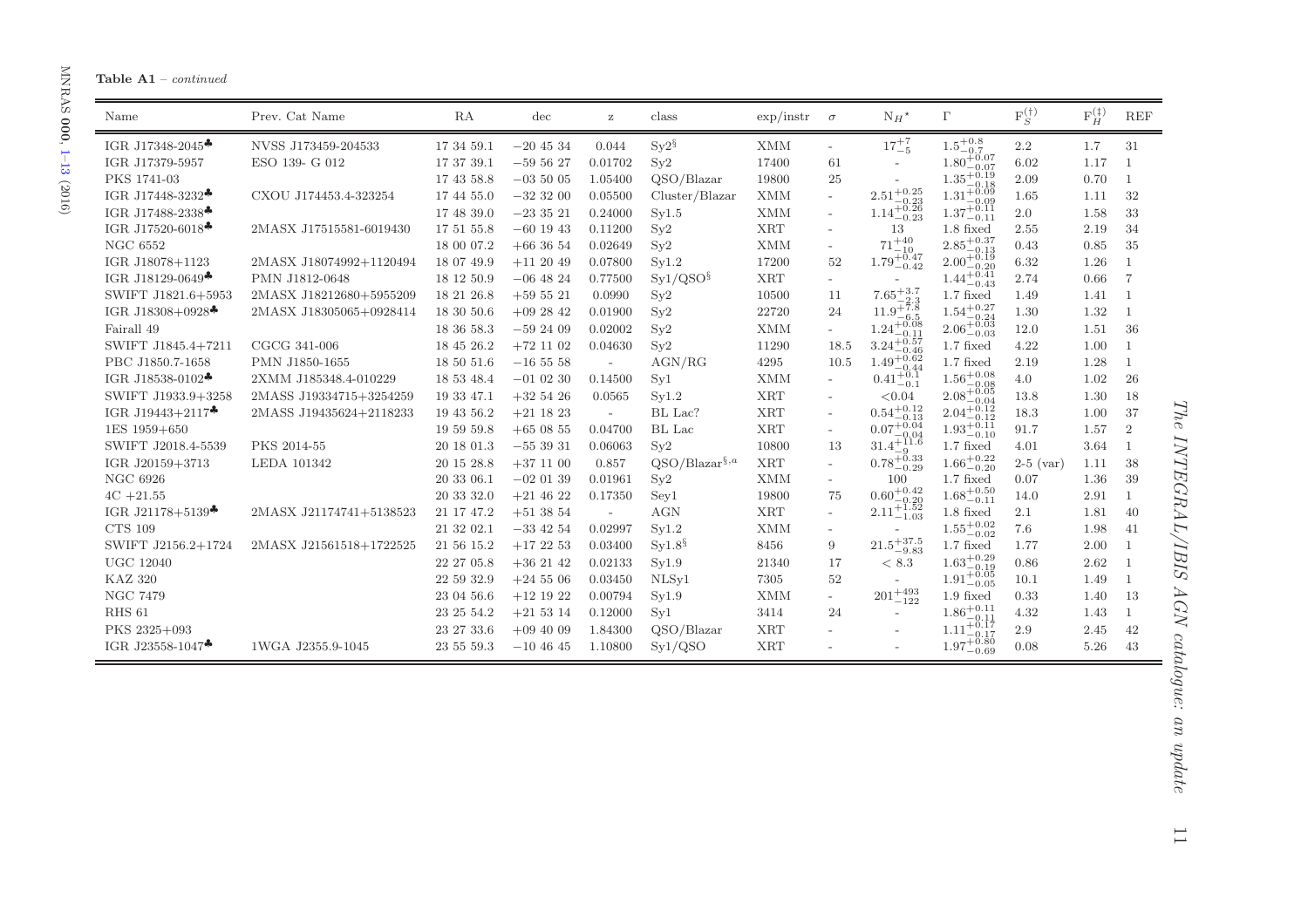**Table A1** – *continued*

| Name | Prev. Cat Name | RA | dec | z | class | exp/instr | $\sigma$ | $N_H{}^{\star}$ | $\Gamma$ | $F_S^{(\dagger)}$ | $F_H^{(\ddagger)}$ | REF |
|---|---|---|---|---|---|---|---|---|---|---|---|---|
| IGR J17348-2045♣ | NVSS J173459-204533 | 17 34 59.1 | −20 45 34 | 0.044 | Sy2§ | XMM | - | $17^{+7}_{-5}$ | $1.5^{+0.8}_{-0.7}$ | 2.2 | 1.7 | 31 |
| IGR J17379-5957 | ESO 139- G 012 | 17 37 39.1 | −59 56 27 | 0.01702 | Sy2 | 17400 | 61 | - | $1.80^{+0.07}_{-0.07}$ | 6.02 | 1.17 | 1 |
| PKS 1741-03 | | 17 43 58.8 | −03 50 05 | 1.05400 | QSO/Blazar | 19800 | 25 | - | $1.35^{+0.19}_{-0.18}$ | 2.09 | 0.70 | 1 |
| IGR J17448-3232♣ | CXOU J174453.4-323254 | 17 44 55.0 | −32 32 00 | 0.05500 | Cluster/Blazar | XMM | - | $2.51^{+0.25}_{-0.23}$ | $1.31^{+0.09}_{-0.09}$ | 1.65 | 1.11 | 32 |
| IGR J17488-2338♣ | | 17 48 39.0 | −23 35 21 | 0.24000 | Sy1.5 | XMM | - | $1.14^{+0.26}_{-0.23}$ | $1.37^{+0.11}_{-0.11}$ | 2.0 | 1.58 | 33 |
| IGR J17520-6018♣ | 2MASX J17515581-6019430 | 17 51 55.8 | −60 19 43 | 0.11200 | Sy2 | XRT | - | 13 | 1.8 fixed | 2.55 | 2.19 | 34 |
| NGC 6552 | | 18 00 07.2 | +66 36 54 | 0.02649 | Sy2 | XMM | - | $71^{+40}_{-10}$ | $2.85^{+0.37}_{-0.13}$ | 0.43 | 0.85 | 35 |
| IGR J18078+1123 | 2MASX J18074992+1120494 | 18 07 49.9 | +11 20 49 | 0.07800 | Sy1.2 | 17200 | 52 | $1.79^{+0.47}_{-0.42}$ | $2.00^{+0.19}_{-0.20}$ | 6.32 | 1.26 | 1 |
| IGR J18129-0649♣ | PMN J1812-0648 | 18 12 50.9 | −06 48 24 | 0.77500 | Sy1/QSO§ | XRT | - | - | $1.44^{+0.41}_{-0.43}$ | 2.74 | 0.66 | 7 |
| SWIFT J1821.6+5953 | 2MASX J18212680+5955209 | 18 21 26.8 | +59 55 21 | 0.0990 | Sy2 | 10500 | 11 | $7.65^{+3.7}_{-2.3}$ | 1.7 fixed | 1.49 | 1.41 | 1 |
| IGR J18308+0928♣ | 2MASX J18305065+0928414 | 18 30 50.6 | +09 28 42 | 0.01900 | Sy2 | 22720 | 24 | $11.9^{+7.8}_{-6.5}$ | $1.54^{+0.27}_{-0.24}$ | 1.30 | 1.32 | 1 |
| Fairall 49 | | 18 36 58.3 | −59 24 09 | 0.02002 | Sy2 | XMM | - | $1.24^{+0.08}_{-0.11}$ | $2.06^{+0.03}_{-0.03}$ | 12.0 | 1.51 | 36 |
| SWIFT J1845.4+7211 | CGCG 341-006 | 18 45 26.2 | +72 11 02 | 0.04630 | Sy2 | 11290 | 18.5 | $3.24^{+0.57}_{-0.46}$ | 1.7 fixed | 4.22 | 1.00 | 1 |
| PBC J1850.7-1658 | PMN J1850-1655 | 18 50 51.6 | −16 55 58 | - | AGN/RG | 4295 | 10.5 | $1.49^{+0.62}_{-0.44}$ | 1.7 fixed | 2.19 | 1.28 | 1 |
| IGR J18538-0102♣ | 2XMM J185348.4-010229 | 18 53 48.4 | −01 02 30 | 0.14500 | Sy1 | XMM | - | $0.41^{+0.1}_{-0.1}$ | $1.56^{+0.08}_{-0.08}$ | 4.0 | 1.02 | 26 |
| SWIFT J1933.9+3258 | 2MASS J19334715+3254259 | 19 33 47.1 | +32 54 26 | 0.0565 | Sy1.2 | XRT | - | <0.04 | $2.08^{+0.05}_{-0.04}$ | 13.8 | 1.30 | 18 |
| IGR J19443+2117♣ | 2MASS J19435624+2118233 | 19 43 56.2 | +21 18 23 | - | BL Lac? | XRT | - | $0.54^{+0.12}_{-0.13}$ | $2.04^{+0.12}_{-0.12}$ | 18.3 | 1.00 | 37 |
| 1ES 1959+650 | | 19 59 59.8 | +65 08 55 | 0.04700 | BL Lac | XRT | - | $0.07^{+0.04}_{-0.04}$ | $1.93^{+0.11}_{-0.10}$ | 91.7 | 1.57 | 2 |
| SWIFT J2018.4-5539 | PKS 2014-55 | 20 18 01.3 | −55 39 31 | 0.06063 | Sy2 | 10800 | 13 | $31.4^{+11.6}_{-9}$ | 1.7 fixed | 4.01 | 3.64 | 1 |
| IGR J20159+3713 | LEDA 101342 | 20 15 28.8 | +37 11 00 | 0.857 | QSO/Blazar§,a | XRT | - | $0.78^{+0.33}_{-0.29}$ | $1.66^{+0.22}_{-0.20}$ | 2-5 (var) | 1.11 | 38 |
| NGC 6926 | | 20 33 06.1 | −02 01 39 | 0.01961 | Sy2 | XMM | - | 100 | 1.7 fixed | 0.07 | 1.36 | 39 |
| 4C +21.55 | | 20 33 32.0 | +21 46 22 | 0.17350 | Sey1 | 19800 | 75 | $0.60^{+0.42}_{-0.20}$ | $1.68^{+0.50}_{-0.11}$ | 14.0 | 2.91 | 1 |
| IGR J21178+5139♣ | 2MASX J21174741+5138523 | 21 17 47.2 | +51 38 54 | - | AGN | XRT | - | $2.11^{+1.52}_{-1.03}$ | 1.8 fixed | 2.1 | 1.81 | 40 |
| CTS 109 | | 21 32 02.1 | −33 42 54 | 0.02997 | Sy1.2 | XMM | - | - | $1.55^{+0.02}_{-0.02}$ | 7.6 | 1.98 | 41 |
| SWIFT J2156.2+1724 | 2MASX J21561518+1722525 | 21 56 15.2 | +17 22 53 | 0.03400 | Sy1.8§ | 8456 | 9 | $21.5^{+37.5}_{-9.83}$ | 1.7 fixed | 1.77 | 2.00 | 1 |
| UGC 12040 | | 22 27 05.8 | +36 21 42 | 0.02133 | Sy1.9 | 21340 | 17 | < 8.3 | $1.63^{+0.29}_{-0.19}$ | 0.86 | 2.62 | 1 |
| KAZ 320 | | 22 59 32.9 | +24 55 06 | 0.03450 | NLSy1 | 7305 | 52 | - | $1.91^{+0.05}_{-0.05}$ | 10.1 | 1.49 | 1 |
| NGC 7479 | | 23 04 56.6 | +12 19 22 | 0.00794 | Sy1.9 | XMM | - | $201^{+493}_{-122}$ | 1.9 fixed | 0.33 | 1.40 | 13 |
| RHS 61 | | 23 25 54.2 | +21 53 14 | 0.12000 | Sy1 | 3414 | 24 | - | $1.86^{+0.11}_{-0.11}$ | 4.32 | 1.43 | 1 |
| PKS 2325+093 | | 23 27 33.6 | +09 40 09 | 1.84300 | QSO/Blazar | XRT | - | - | $1.11^{+0.17}_{-0.17}$ | 2.9 | 2.45 | 42 |
| IGR J23558-1047♣ | 1WGA J2355.9-1045 | 23 55 59.3 | −10 46 45 | 1.10800 | Sy1/QSO | XRT | - | - | $1.97^{+0.80}_{-0.69}$ | 0.08 | 5.26 | 43 |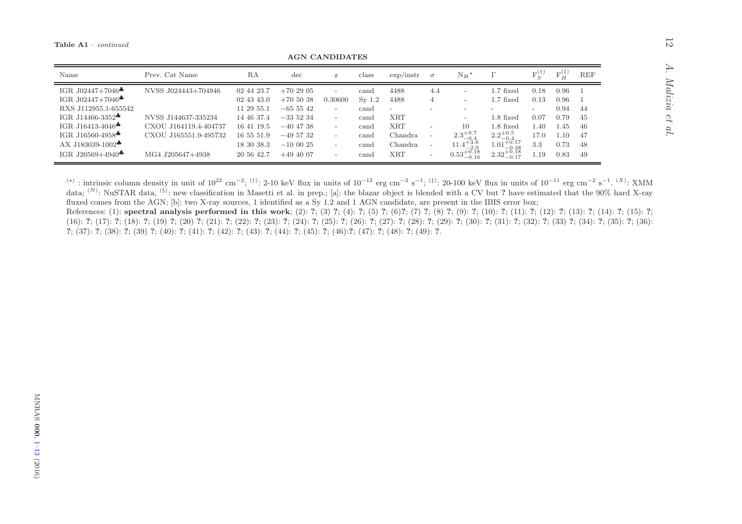**Table A1** – *continued*

**AGN CANDIDATES**

| Name | Prev. Cat Name | RA | dec | z | class | exp/instr | $\sigma$ | $N_H{}^{\star}$ | $\Gamma$ | $F_S^{(\dagger)}$ | $F_H^{(\ddagger)}$ | REF |
|---|---|---|---|---|---|---|---|---|---|---|---|---|
| IGR J02447+7046♣ | NVSS J024443+704946 | 02 44 23.7 | +70 29 05 | - | cand | 4488 | 4.4 | - | 1.7 fixed | 0.18 | 0.96 | 1 |
| IGR J02447+7046♣ | | 02 43 43.0 | +70 50 38 | 0.30600 | Sy 1.2 | 4488 | 4 | - | 1.7 fixed | 0.13 | 0.96 | 1 |
| RXS J112955.1-655542 | | 11 29 55.1 | −65 55 42 | - | cand | - | - | - | - | - | 0.94 | 44 |
| IGR J14466-3352♣ | NVSS J144637-335234 | 14 46 37.4 | −33 52 34 | - | cand | XRT | | - | 1.8 fixed | 0.07 | 0.79 | 45 |
| IGR J16413-4046♣ | CXOU J164119.4-404737 | 16 41 19.5 | −40 47 38 | - | cand | XRT | - | 10 | 1.8 fixed | 1.40 | 1.45 | 46 |
| IGR J16560-4958♣ | CXOU J165551.9-495732 | 16 55 51.9 | −49 57 32 | - | cand | Chandra | - | $2.3^{+0.7}_{-0.4}$ | $2.2^{+0.5}_{-0.4}$ | 17.0 | 1.10 | 47 |
| AX J183039-1002♣ | | 18 30 38.3 | −10 00 25 | - | cand | Chandra | - | $11.4^{+3.8}_{-2.9}$ | $1.01^{+0.57}_{-0.38}$ | 3.3 | 0.73 | 48 |
| IGR J20569+4940♣ | MG4 J205647+4938 | 20 56 42.7 | +49 40 07 | - | cand | XRT | - | $0.53^{+0.18}_{-0.16}$ | $2.32^{+0.18}_{-0.17}$ | 1.19 | 0.83 | 49 |

$^{(\star)}$ : intrinsic column density in unit of $10^{22}$ cm$^{-2}$; $^{(\dagger)}$: 2-10 keV flux in units of $10^{-12}$ erg cm$^{-2}$ s$^{-1}$; $^{(\ddagger)}$: 20-100 keV flux in units of $10^{-11}$ erg cm$^{-2}$ s$^{-1}$. $^{(X)}$: XMM data; $^{(N)}$: NuSTAR data, $^{(\S)}$: new classification in Masetti et al. in prep.; [a]: the blazar object is blended with a CV but **?** have estimated that the 90% hard X-ray fluxed comes from the AGN; [b]: two X-ray sources, 1 identified as a Sy 1.2 and 1 AGN candidate, are present in the IBIS error box;

References: (1): **spectral analysis performed in this work**; (2): **?**; (3) **?**; (4): **?**; (5) **?**; (6)**?**; (7) **?**; (8) **?**; (9): **?**; (10): **?**; (11): **?**; (12): **?**; (13): **?**; (14): **?**; (15): **?**; (16): **?**; (17): **?**; (18): **?**; (19) **?**; (20) **?**; (21): **?**; (22): **?**; (23): **?**; (24): **?**; (25): **?**; (26): **?**; (27): **?**; (28): **?**; (29): **?**; (30): **?**; (31): **?**; (32): **?**; (33) **?**; (34): **?**; (35): **?**; (36): **?**; (37): **?**; (38): **?**; (39) **?**; (40): **?**; (41): **?**; (42): **?**; (43): **?**; (44): **?**; (45): **?**; (46):**?**; (47): **?**; (48): **?**; (49): **?**.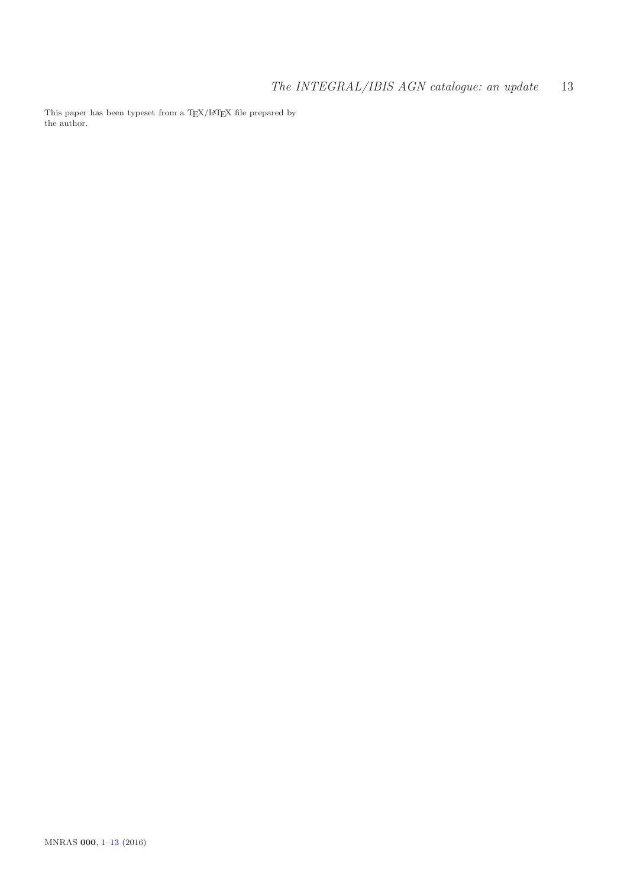This paper has been typeset from a TEX/LATEX file prepared by the author.